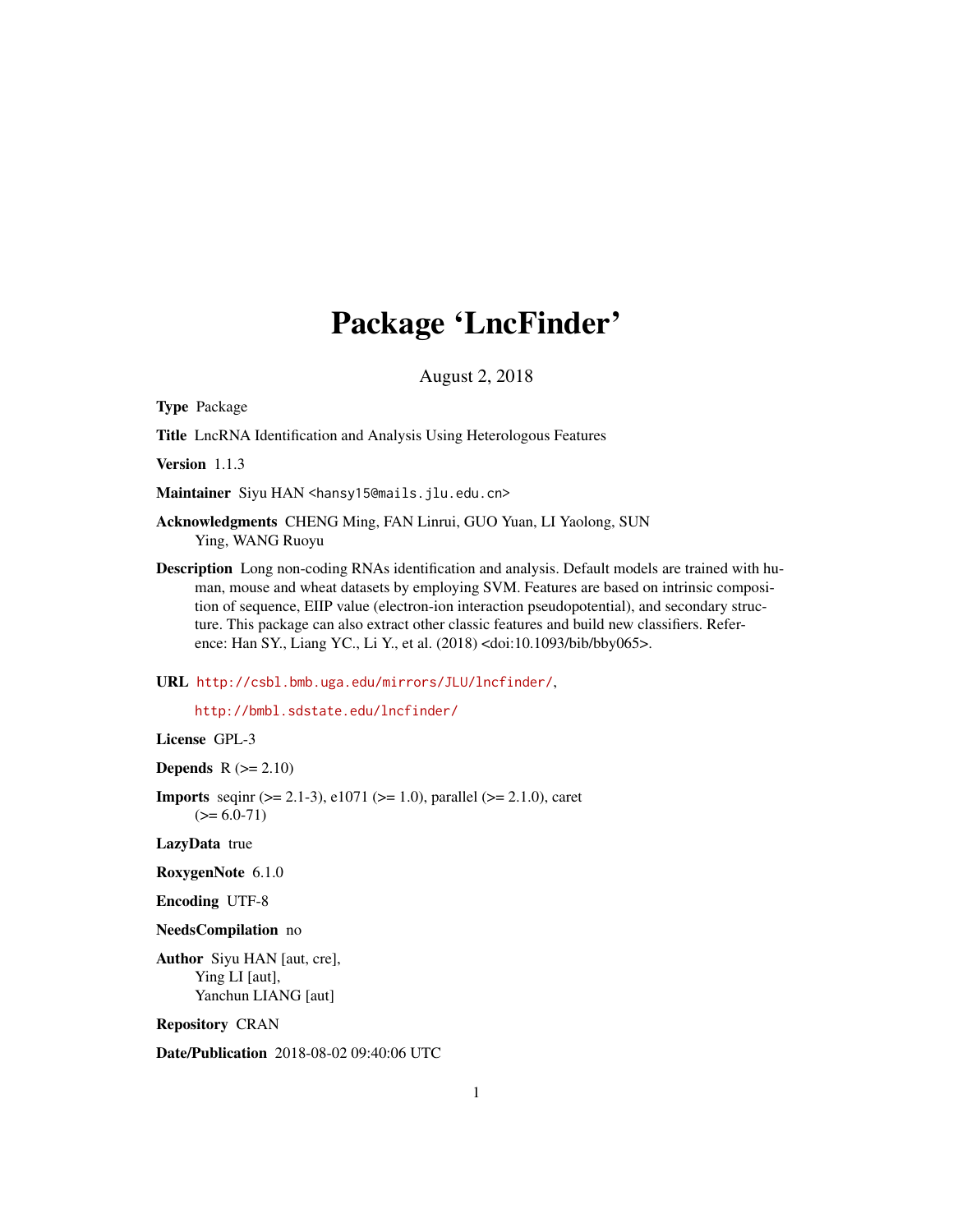# Package 'LncFinder'

August 2, 2018

**Type** Package

**Title** LncRNA Identification and Analysis Using Heterologous Features

**Version** 1.1.3

**Maintainer** Siyu HAN <hansy15@mails.jlu.edu.cn>

**Acknowledgments** CHENG Ming, FAN Linrui, GUO Yuan, LI Yaolong, SUN Ying, WANG Ruoyu

**Description** Long non-coding RNAs identification and analysis. Default models are trained with human, mouse and wheat datasets by employing SVM. Features are based on intrinsic composition of sequence, EIIP value (electron-ion interaction pseudopotential), and secondary structure. This package can also extract other classic features and build new classifiers. Reference: Han SY., Liang YC., Li Y., et al. (2018) <doi:10.1093/bib/bby065>.

**URL** http://csbl.bmb.uga.edu/mirrors/JLU/lncfinder/,

http://bmbl.sdstate.edu/lncfinder/

**License** GPL-3

**Depends** R (>= 2.10)

**Imports** seqinr (>= 2.1-3), e1071 (>= 1.0), parallel (>= 2.1.0), caret (>= 6.0-71)

**LazyData** true

**RoxygenNote** 6.1.0

**Encoding** UTF-8

**NeedsCompilation** no

**Author** Siyu HAN [aut, cre],
Ying LI [aut],
Yanchun LIANG [aut]

**Repository** CRAN

**Date/Publication** 2018-08-02 09:40:06 UTC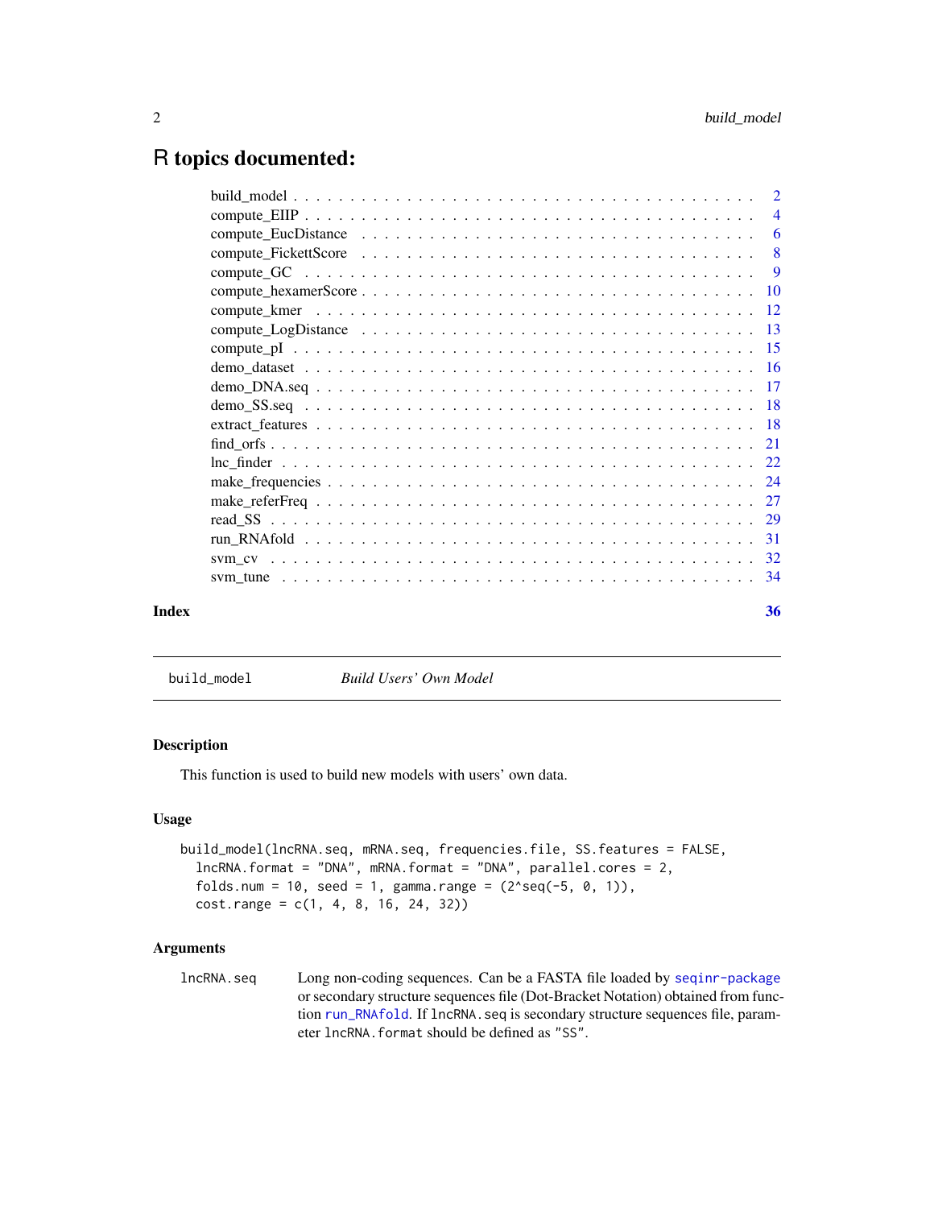# R topics documented:

- build_model . . . . . . . . . . . . . . . . . . . . . . . . . . . . . . . . . . . . . . 2
- compute_EIIP . . . . . . . . . . . . . . . . . . . . . . . . . . . . . . . . . . . . . . 4
- compute_EucDistance . . . . . . . . . . . . . . . . . . . . . . . . . . . . . . . . . 6
- compute_FickettScore . . . . . . . . . . . . . . . . . . . . . . . . . . . . . . . . . 8
- compute_GC . . . . . . . . . . . . . . . . . . . . . . . . . . . . . . . . . . . . . . 9
- compute_hexamerScore . . . . . . . . . . . . . . . . . . . . . . . . . . . . . . . . 10
- compute_kmer . . . . . . . . . . . . . . . . . . . . . . . . . . . . . . . . . . . . . 12
- compute_LogDistance . . . . . . . . . . . . . . . . . . . . . . . . . . . . . . . . . 13
- compute_pI . . . . . . . . . . . . . . . . . . . . . . . . . . . . . . . . . . . . . . 15
- demo_dataset . . . . . . . . . . . . . . . . . . . . . . . . . . . . . . . . . . . . . 16
- demo_DNA.seq . . . . . . . . . . . . . . . . . . . . . . . . . . . . . . . . . . . . 17
- demo_SS.seq . . . . . . . . . . . . . . . . . . . . . . . . . . . . . . . . . . . . . 18
- extract_features . . . . . . . . . . . . . . . . . . . . . . . . . . . . . . . . . . . 18
- find_orfs . . . . . . . . . . . . . . . . . . . . . . . . . . . . . . . . . . . . . . . 21
- lnc_finder . . . . . . . . . . . . . . . . . . . . . . . . . . . . . . . . . . . . . . 22
- make_frequencies . . . . . . . . . . . . . . . . . . . . . . . . . . . . . . . . . . 24
- make_referFreq . . . . . . . . . . . . . . . . . . . . . . . . . . . . . . . . . . . 27
- read_SS . . . . . . . . . . . . . . . . . . . . . . . . . . . . . . . . . . . . . . . . 29
- run_RNAfold . . . . . . . . . . . . . . . . . . . . . . . . . . . . . . . . . . . . . 31
- svm_cv . . . . . . . . . . . . . . . . . . . . . . . . . . . . . . . . . . . . . . . . 32
- svm_tune . . . . . . . . . . . . . . . . . . . . . . . . . . . . . . . . . . . . . . . 34

**Index** **36**

---

`build_model` *Build Users' Own Model*

### Description

This function is used to build new models with users' own data.

### Usage

```
build_model(lncRNA.seq, mRNA.seq, frequencies.file, SS.features = FALSE,
  lncRNA.format = "DNA", mRNA.format = "DNA", parallel.cores = 2,
  folds.num = 10, seed = 1, gamma.range = (2^seq(-5, 0, 1)),
  cost.range = c(1, 4, 8, 16, 24, 32))
```

### Arguments

| | |
|---|---|
| `lncRNA.seq` | Long non-coding sequences. Can be a FASTA file loaded by seqinr-package or secondary structure sequences file (Dot-Bracket Notation) obtained from function run_RNAfold. If `lncRNA.seq` is secondary structure sequences file, parameter `lncRNA.format` should be defined as `"SS"`. |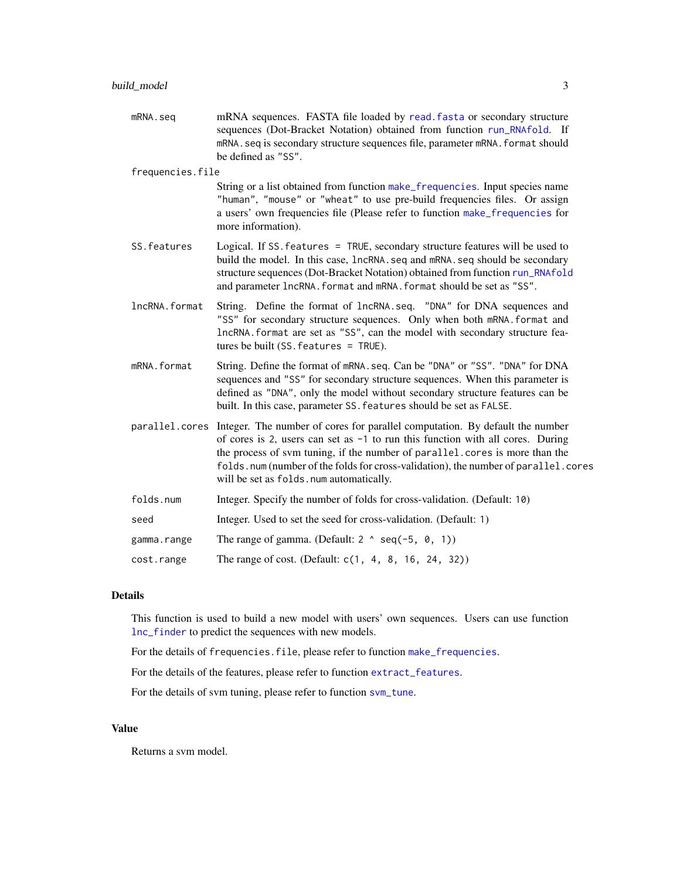mRNA.seq — mRNA sequences. FASTA file loaded by `read.fasta` or secondary structure sequences (Dot-Bracket Notation) obtained from function `run_RNAfold`. If `mRNA.seq` is secondary structure sequences file, parameter `mRNA.format` should be defined as "SS".

frequencies.file — String or a list obtained from function `make_frequencies`. Input species name "human", "mouse" or "wheat" to use pre-build frequencies files. Or assign a users' own frequencies file (Please refer to function `make_frequencies` for more information).

SS.features — Logical. If `SS.features = TRUE`, secondary structure features will be used to build the model. In this case, `lncRNA.seq` and `mRNA.seq` should be secondary structure sequences (Dot-Bracket Notation) obtained from function `run_RNAfold` and parameter `lncRNA.format` and `mRNA.format` should be set as "SS".

lncRNA.format — String. Define the format of `lncRNA.seq`. "DNA" for DNA sequences and "SS" for secondary structure sequences. Only when both `mRNA.format` and `lncRNA.format` are set as "SS", can the model with secondary structure features be built (`SS.features = TRUE`).

mRNA.format — String. Define the format of `mRNA.seq`. Can be "DNA" or "SS". "DNA" for DNA sequences and "SS" for secondary structure sequences. When this parameter is defined as "DNA", only the model without secondary structure features can be built. In this case, parameter `SS.features` should be set as `FALSE`.

parallel.cores — Integer. The number of cores for parallel computation. By default the number of cores is 2, users can set as -1 to run this function with all cores. During the process of svm tuning, if the number of `parallel.cores` is more than the `folds.num` (number of the folds for cross-validation), the number of `parallel.cores` will be set as `folds.num` automatically.

folds.num — Integer. Specify the number of folds for cross-validation. (Default: 10)

seed — Integer. Used to set the seed for cross-validation. (Default: 1)

gamma.range — The range of gamma. (Default: `2 ^ seq(-5, 0, 1)`)

cost.range — The range of cost. (Default: `c(1, 4, 8, 16, 24, 32)`)

## Details

This function is used to build a new model with users' own sequences. Users can use function `lnc_finder` to predict the sequences with new models.

For the details of `frequencies.file`, please refer to function `make_frequencies`.

For the details of the features, please refer to function `extract_features`.

For the details of svm tuning, please refer to function `svm_tune`.

## Value

Returns a svm model.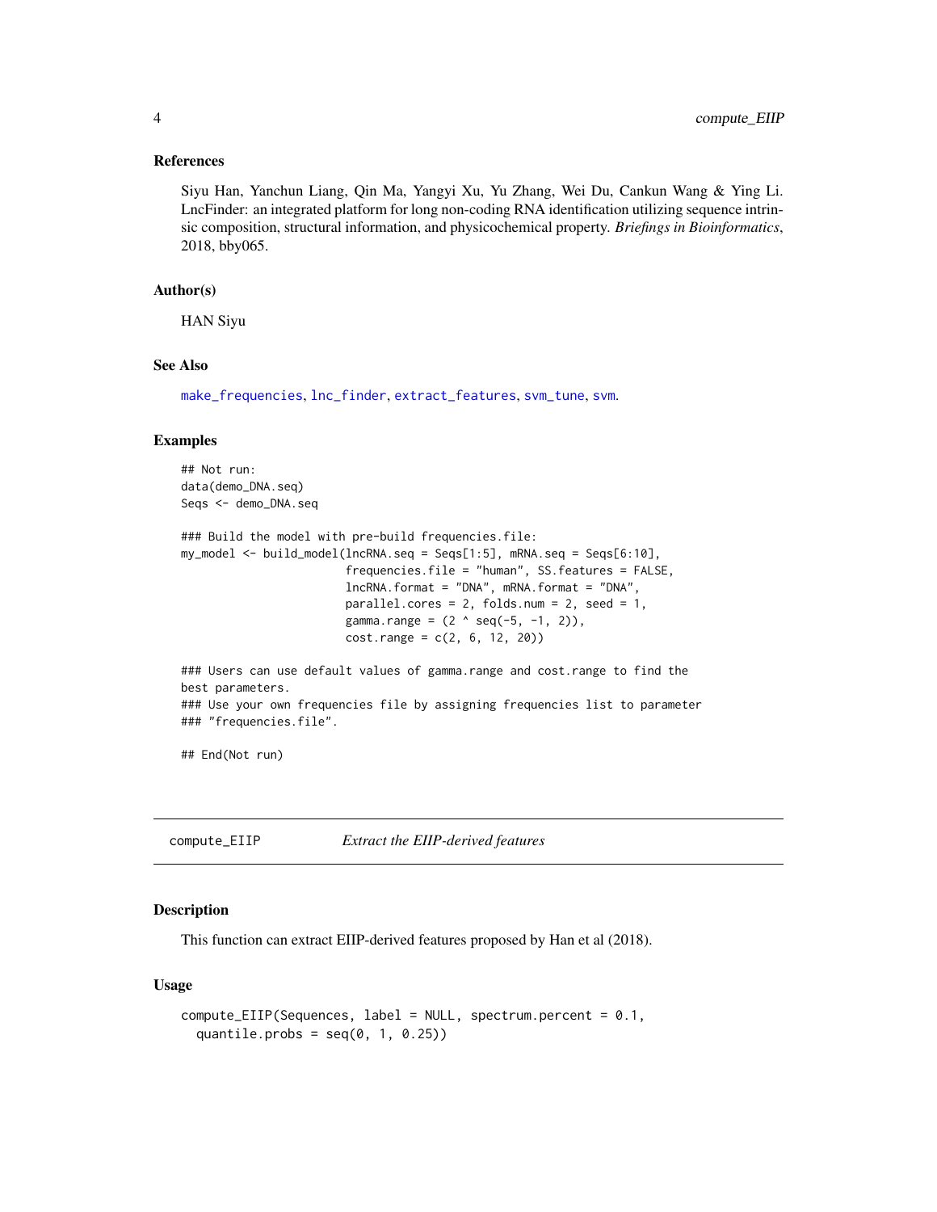### References

Siyu Han, Yanchun Liang, Qin Ma, Yangyi Xu, Yu Zhang, Wei Du, Cankun Wang & Ying Li. LncFinder: an integrated platform for long non-coding RNA identification utilizing sequence intrinsic composition, structural information, and physicochemical property. *Briefings in Bioinformatics*, 2018, bby065.

### Author(s)

HAN Siyu

### See Also

make_frequencies, lnc_finder, extract_features, svm_tune, svm.

### Examples

```
## Not run:
data(demo_DNA.seq)
Seqs <- demo_DNA.seq

### Build the model with pre-build frequencies.file:
my_model <- build_model(lncRNA.seq = Seqs[1:5], mRNA.seq = Seqs[6:10],
                        frequencies.file = "human", SS.features = FALSE,
                        lncRNA.format = "DNA", mRNA.format = "DNA",
                        parallel.cores = 2, folds.num = 2, seed = 1,
                        gamma.range = (2 ^ seq(-5, -1, 2)),
                        cost.range = c(2, 6, 12, 20))

### Users can use default values of gamma.range and cost.range to find the
best parameters.
### Use your own frequencies file by assigning frequencies list to parameter
### "frequencies.file".

## End(Not run)
```

---

## compute_EIIP    *Extract the EIIP-derived features*

### Description

This function can extract EIIP-derived features proposed by Han et al (2018).

### Usage

```
compute_EIIP(Sequences, label = NULL, spectrum.percent = 0.1,
  quantile.probs = seq(0, 1, 0.25))
```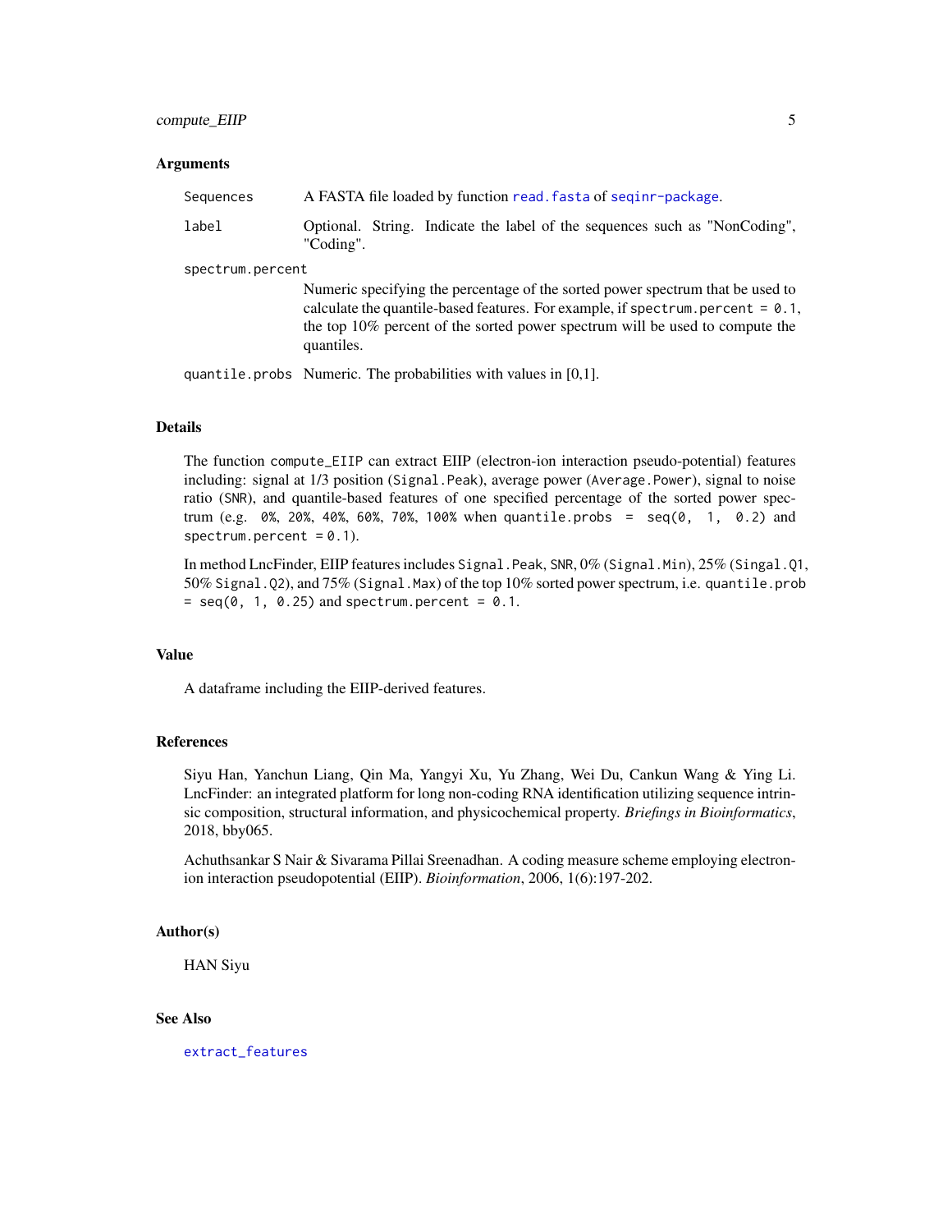### Arguments

| | |
|---|---|
| `Sequences` | A FASTA file loaded by function `read.fasta` of `seqinr-package`. |
| `label` | Optional. String. Indicate the label of the sequences such as "NonCoding", "Coding". |
| `spectrum.percent` | Numeric specifying the percentage of the sorted power spectrum that be used to calculate the quantile-based features. For example, if `spectrum.percent = 0.1`, the top 10% percent of the sorted power spectrum will be used to compute the quantiles. |
| `quantile.probs` | Numeric. The probabilities with values in [0,1]. |

### Details

The function `compute_EIIP` can extract EIIP (electron-ion interaction pseudo-potential) features including: signal at 1/3 position (`Signal.Peak`), average power (`Average.Power`), signal to noise ratio (`SNR`), and quantile-based features of one specified percentage of the sorted power spectrum (e.g. `0%, 20%, 40%, 60%, 70%, 100%` when `quantile.probs = seq(0, 1, 0.2)` and `spectrum.percent = 0.1`).

In method LncFinder, EIIP features includes `Signal.Peak`, `SNR`, 0% (`Signal.Min`), 25% (`Singal.Q1`, 50% `Signal.Q2`), and 75% (`Signal.Max`) of the top 10% sorted power spectrum, i.e. `quantile.prob = seq(0, 1, 0.25)` and `spectrum.percent = 0.1`.

### Value

A dataframe including the EIIP-derived features.

### References

Siyu Han, Yanchun Liang, Qin Ma, Yangyi Xu, Yu Zhang, Wei Du, Cankun Wang & Ying Li. LncFinder: an integrated platform for long non-coding RNA identification utilizing sequence intrinsic composition, structural information, and physicochemical property. *Briefings in Bioinformatics*, 2018, bby065.

Achuthsankar S Nair & Sivarama Pillai Sreenadhan. A coding measure scheme employing electron-ion interaction pseudopotential (EIIP). *Bioinformation*, 2006, 1(6):197-202.

### Author(s)

HAN Siyu

### See Also

`extract_features`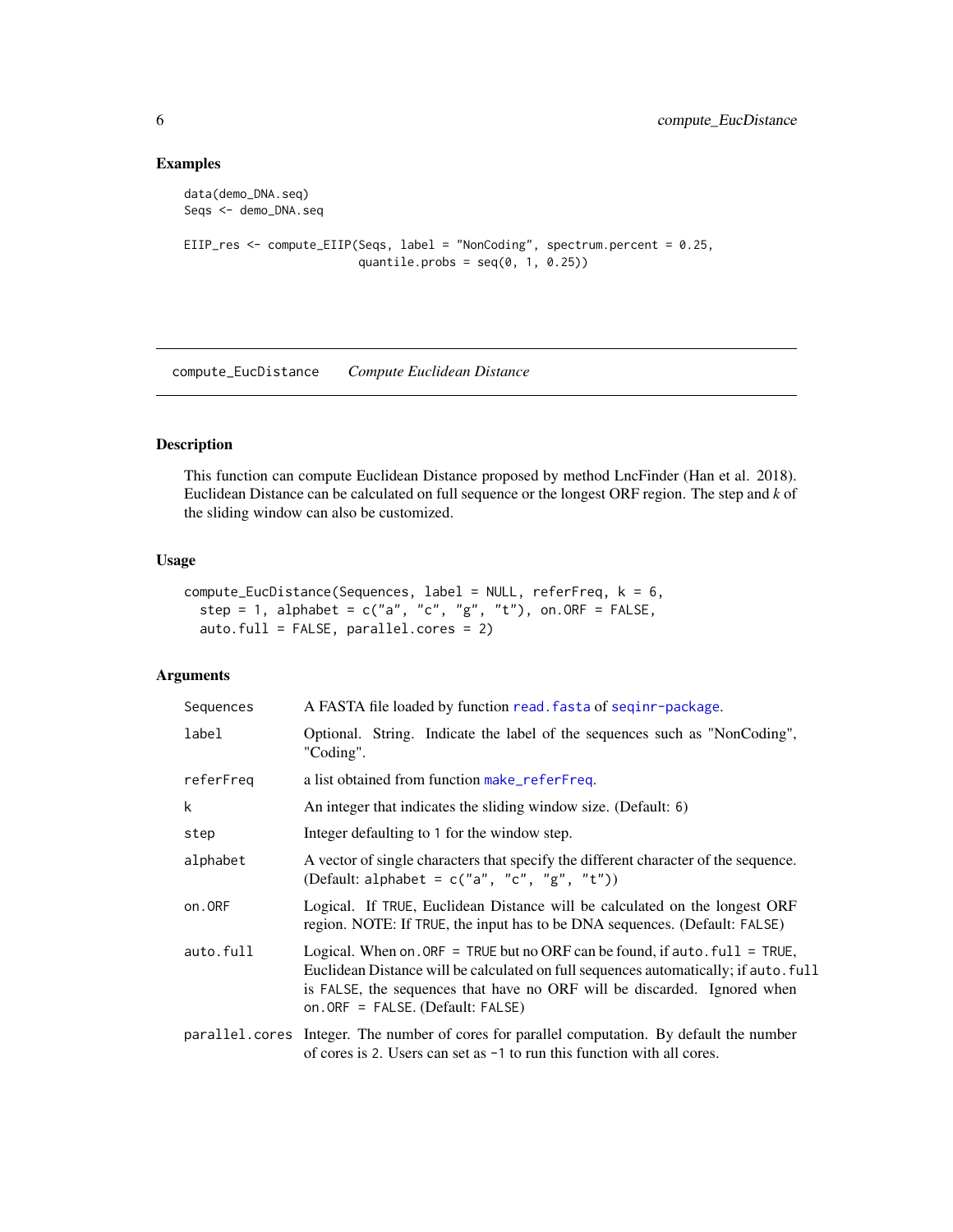### Examples

```
data(demo_DNA.seq)
Seqs <- demo_DNA.seq

EIIP_res <- compute_EIIP(Seqs, label = "NonCoding", spectrum.percent = 0.25,
                         quantile.probs = seq(0, 1, 0.25))
```

---

## compute_EucDistance *Compute Euclidean Distance*

---

### Description

This function can compute Euclidean Distance proposed by method LncFinder (Han et al. 2018). Euclidean Distance can be calculated on full sequence or the longest ORF region. The step and *k* of the sliding window can also be customized.

### Usage

```
compute_EucDistance(Sequences, label = NULL, referFreq, k = 6,
  step = 1, alphabet = c("a", "c", "g", "t"), on.ORF = FALSE,
  auto.full = FALSE, parallel.cores = 2)
```

### Arguments

| Argument | Description |
|---|---|
| `Sequences` | A FASTA file loaded by function `read.fasta` of `seqinr-package`. |
| `label` | Optional. String. Indicate the label of the sequences such as "NonCoding", "Coding". |
| `referFreq` | a list obtained from function `make_referFreq`. |
| `k` | An integer that indicates the sliding window size. (Default: `6`) |
| `step` | Integer defaulting to `1` for the window step. |
| `alphabet` | A vector of single characters that specify the different character of the sequence. (Default: `alphabet = c("a", "c", "g", "t")`) |
| `on.ORF` | Logical. If `TRUE`, Euclidean Distance will be calculated on the longest ORF region. NOTE: If `TRUE`, the input has to be DNA sequences. (Default: `FALSE`) |
| `auto.full` | Logical. When `on.ORF = TRUE` but no ORF can be found, if `auto.full = TRUE`, Euclidean Distance will be calculated on full sequences automatically; if `auto.full` is `FALSE`, the sequences that have no ORF will be discarded. Ignored when `on.ORF = FALSE`. (Default: `FALSE`) |
| `parallel.cores` | Integer. The number of cores for parallel computation. By default the number of cores is `2`. Users can set as `-1` to run this function with all cores. |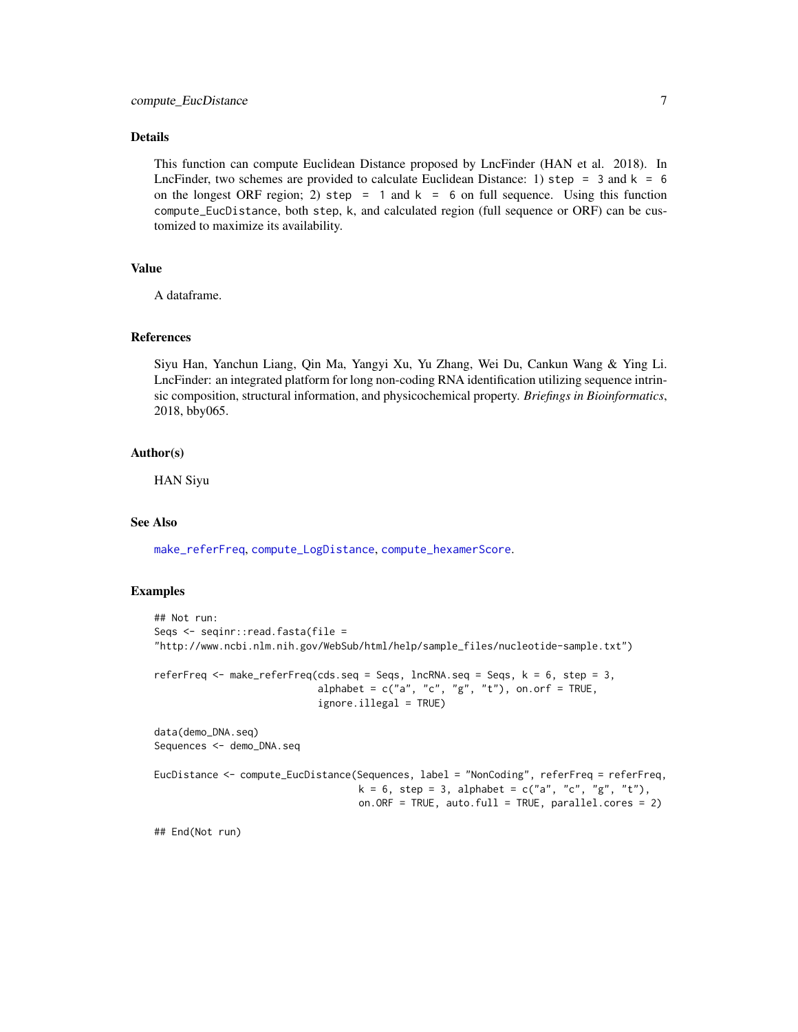## Details

This function can compute Euclidean Distance proposed by LncFinder (HAN et al. 2018). In LncFinder, two schemes are provided to calculate Euclidean Distance: 1) `step = 3` and `k = 6` on the longest ORF region; 2) `step = 1` and `k = 6` on full sequence. Using this function `compute_EucDistance`, both `step`, `k`, and calculated region (full sequence or ORF) can be customized to maximize its availability.

## Value

A dataframe.

## References

Siyu Han, Yanchun Liang, Qin Ma, Yangyi Xu, Yu Zhang, Wei Du, Cankun Wang & Ying Li. LncFinder: an integrated platform for long non-coding RNA identification utilizing sequence intrinsic composition, structural information, and physicochemical property. *Briefings in Bioinformatics*, 2018, bby065.

## Author(s)

HAN Siyu

## See Also

`make_referFreq`, `compute_LogDistance`, `compute_hexamerScore`.

## Examples

```
## Not run:
Seqs <- seqinr::read.fasta(file =
"http://www.ncbi.nlm.nih.gov/WebSub/html/help/sample_files/nucleotide-sample.txt")

referFreq <- make_referFreq(cds.seq = Seqs, lncRNA.seq = Seqs, k = 6, step = 3,
                            alphabet = c("a", "c", "g", "t"), on.orf = TRUE,
                            ignore.illegal = TRUE)

data(demo_DNA.seq)
Sequences <- demo_DNA.seq

EucDistance <- compute_EucDistance(Sequences, label = "NonCoding", referFreq = referFreq,
                                   k = 6, step = 3, alphabet = c("a", "c", "g", "t"),
                                   on.ORF = TRUE, auto.full = TRUE, parallel.cores = 2)

## End(Not run)
```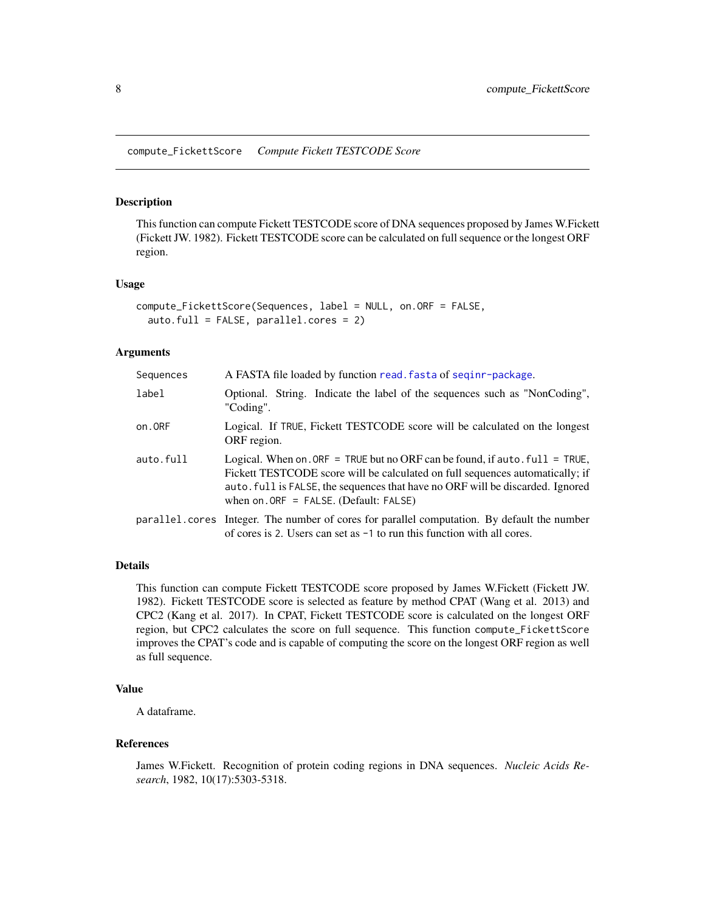## compute_FickettScore *Compute Fickett TESTCODE Score*

### Description

This function can compute Fickett TESTCODE score of DNA sequences proposed by James W.Fickett (Fickett JW. 1982). Fickett TESTCODE score can be calculated on full sequence or the longest ORF region.

### Usage

```
compute_FickettScore(Sequences, label = NULL, on.ORF = FALSE,
  auto.full = FALSE, parallel.cores = 2)
```

### Arguments

| | |
|---|---|
| `Sequences` | A FASTA file loaded by function `read.fasta` of `seqinr-package`. |
| `label` | Optional. String. Indicate the label of the sequences such as "NonCoding", "Coding". |
| `on.ORF` | Logical. If `TRUE`, Fickett TESTCODE score will be calculated on the longest ORF region. |
| `auto.full` | Logical. When `on.ORF = TRUE` but no ORF can be found, if `auto.full = TRUE`, Fickett TESTCODE score will be calculated on full sequences automatically; if `auto.full` is `FALSE`, the sequences that have no ORF will be discarded. Ignored when `on.ORF = FALSE`. (Default: `FALSE`) |
| `parallel.cores` | Integer. The number of cores for parallel computation. By default the number of cores is `2`. Users can set as `-1` to run this function with all cores. |

### Details

This function can compute Fickett TESTCODE score proposed by James W.Fickett (Fickett JW. 1982). Fickett TESTCODE score is selected as feature by method CPAT (Wang et al. 2013) and CPC2 (Kang et al. 2017). In CPAT, Fickett TESTCODE score is calculated on the longest ORF region, but CPC2 calculates the score on full sequence. This function `compute_FickettScore` improves the CPAT's code and is capable of computing the score on the longest ORF region as well as full sequence.

### Value

A dataframe.

### References

James W.Fickett. Recognition of protein coding regions in DNA sequences. *Nucleic Acids Research*, 1982, 10(17):5303-5318.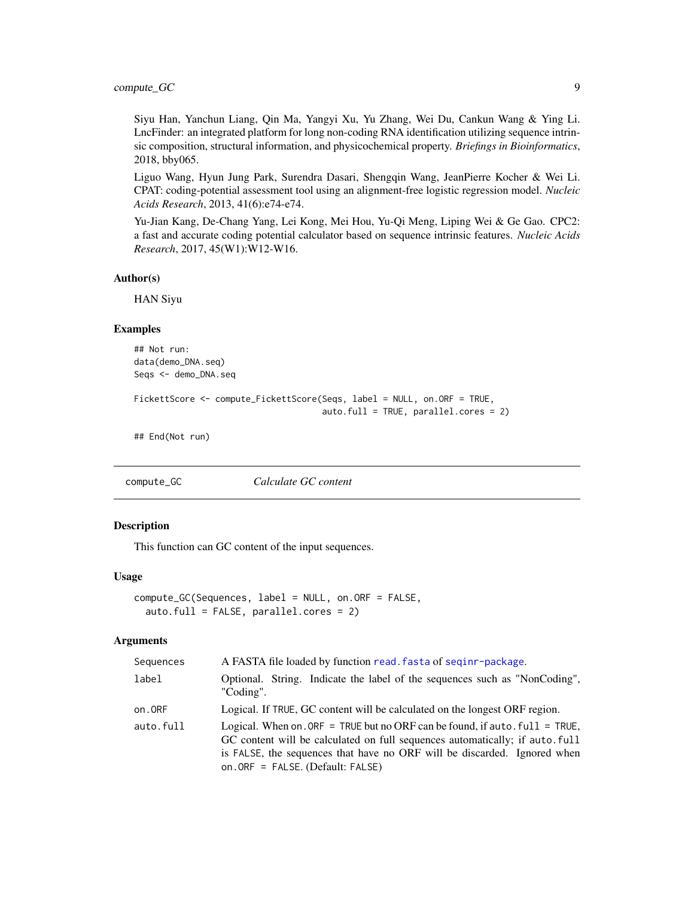Siyu Han, Yanchun Liang, Qin Ma, Yangyi Xu, Yu Zhang, Wei Du, Cankun Wang & Ying Li. LncFinder: an integrated platform for long non-coding RNA identification utilizing sequence intrinsic composition, structural information, and physicochemical property. *Briefings in Bioinformatics*, 2018, bby065.

Liguo Wang, Hyun Jung Park, Surendra Dasari, Shengqin Wang, JeanPierre Kocher & Wei Li. CPAT: coding-potential assessment tool using an alignment-free logistic regression model. *Nucleic Acids Research*, 2013, 41(6):e74-e74.

Yu-Jian Kang, De-Chang Yang, Lei Kong, Mei Hou, Yu-Qi Meng, Liping Wei & Ge Gao. CPC2: a fast and accurate coding potential calculator based on sequence intrinsic features. *Nucleic Acids Research*, 2017, 45(W1):W12-W16.

### Author(s)

HAN Siyu

### Examples

```
## Not run:
data(demo_DNA.seq)
Seqs <- demo_DNA.seq

FickettScore <- compute_FickettScore(Seqs, label = NULL, on.ORF = TRUE,
                                     auto.full = TRUE, parallel.cores = 2)

## End(Not run)
```

---

## compute_GC — *Calculate GC content*

### Description

This function can GC content of the input sequences.

### Usage

```
compute_GC(Sequences, label = NULL, on.ORF = FALSE,
  auto.full = FALSE, parallel.cores = 2)
```

### Arguments

| | |
|---|---|
| `Sequences` | A FASTA file loaded by function `read.fasta` of `seqinr-package`. |
| `label` | Optional. String. Indicate the label of the sequences such as "NonCoding", "Coding". |
| `on.ORF` | Logical. If `TRUE`, GC content will be calculated on the longest ORF region. |
| `auto.full` | Logical. When `on.ORF = TRUE` but no ORF can be found, if `auto.full = TRUE`, GC content will be calculated on full sequences automatically; if `auto.full` is `FALSE`, the sequences that have no ORF will be discarded. Ignored when `on.ORF = FALSE`. (Default: `FALSE`) |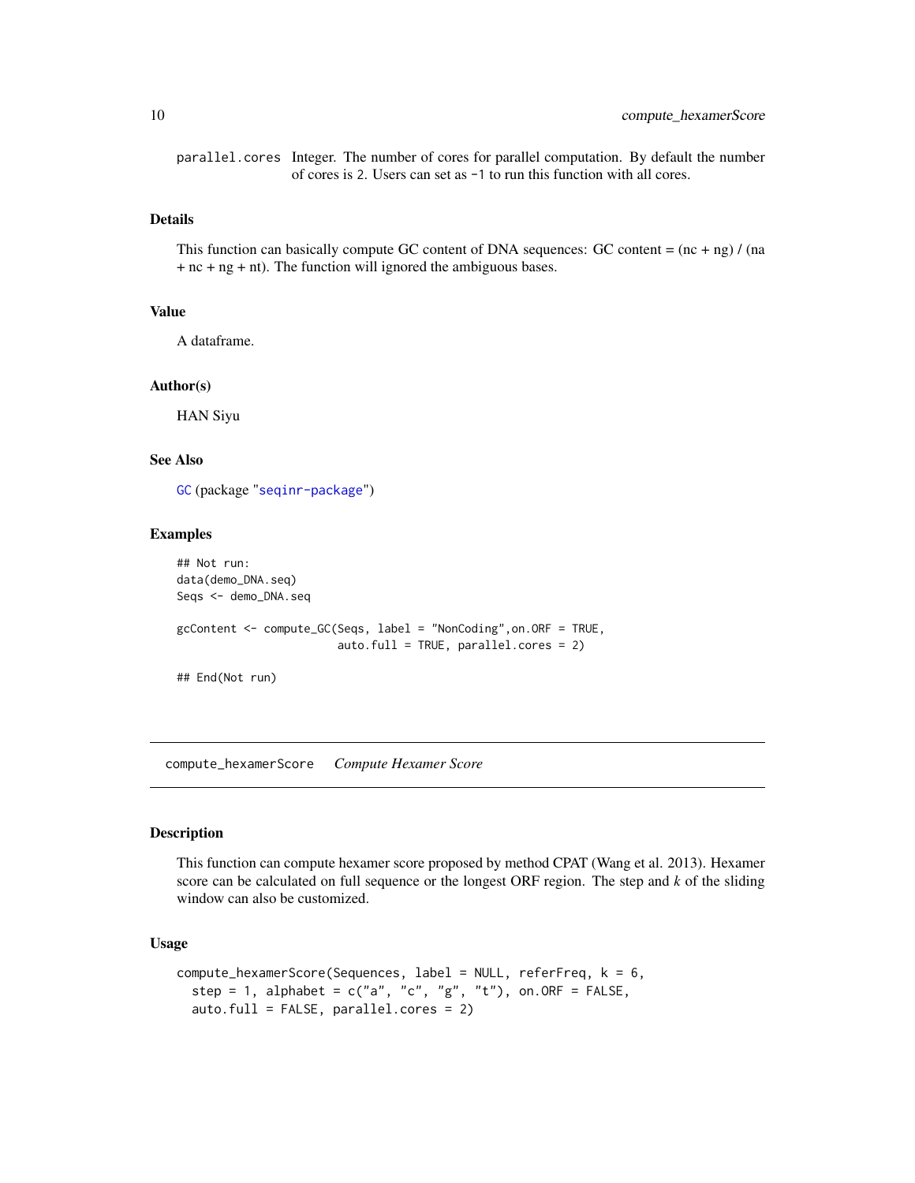parallel.cores Integer. The number of cores for parallel computation. By default the number of cores is 2. Users can set as -1 to run this function with all cores.

### Details

This function can basically compute GC content of DNA sequences: GC content = (nc + ng) / (na + nc + ng + nt). The function will ignored the ambiguous bases.

### Value

A dataframe.

### Author(s)

HAN Siyu

### See Also

GC (package "seqinr-package")

### Examples

```
## Not run:
data(demo_DNA.seq)
Seqs <- demo_DNA.seq

gcContent <- compute_GC(Seqs, label = "NonCoding",on.ORF = TRUE,
                         auto.full = TRUE, parallel.cores = 2)

## End(Not run)
```

## compute_hexamerScore *Compute Hexamer Score*

### Description

This function can compute hexamer score proposed by method CPAT (Wang et al. 2013). Hexamer score can be calculated on full sequence or the longest ORF region. The step and *k* of the sliding window can also be customized.

### Usage

```
compute_hexamerScore(Sequences, label = NULL, referFreq, k = 6,
  step = 1, alphabet = c("a", "c", "g", "t"), on.ORF = FALSE,
  auto.full = FALSE, parallel.cores = 2)
```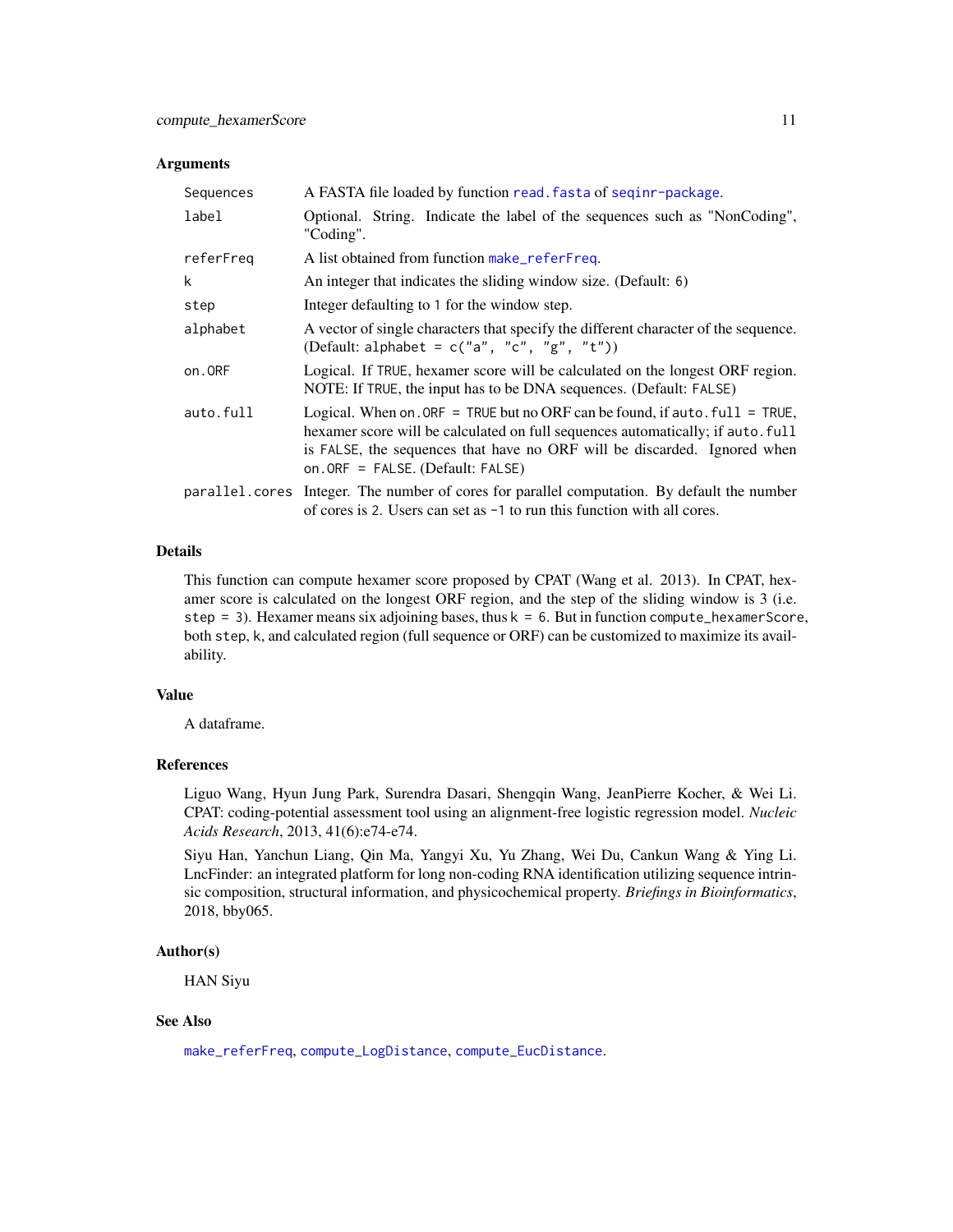### Arguments

| | |
|---|---|
| `Sequences` | A FASTA file loaded by function `read.fasta` of `seqinr-package`. |
| `label` | Optional. String. Indicate the label of the sequences such as "NonCoding", "Coding". |
| `referFreq` | A list obtained from function `make_referFreq`. |
| `k` | An integer that indicates the sliding window size. (Default: `6`) |
| `step` | Integer defaulting to `1` for the window step. |
| `alphabet` | A vector of single characters that specify the different character of the sequence. (Default: `alphabet = c("a", "c", "g", "t")`) |
| `on.ORF` | Logical. If `TRUE`, hexamer score will be calculated on the longest ORF region. NOTE: If `TRUE`, the input has to be DNA sequences. (Default: `FALSE`) |
| `auto.full` | Logical. When `on.ORF = TRUE` but no ORF can be found, if `auto.full = TRUE`, hexamer score will be calculated on full sequences automatically; if `auto.full` is `FALSE`, the sequences that have no ORF will be discarded. Ignored when `on.ORF = FALSE`. (Default: `FALSE`) |
| `parallel.cores` | Integer. The number of cores for parallel computation. By default the number of cores is `2`. Users can set as `-1` to run this function with all cores. |

### Details

This function can compute hexamer score proposed by CPAT (Wang et al. 2013). In CPAT, hexamer score is calculated on the longest ORF region, and the step of the sliding window is 3 (i.e. `step = 3`). Hexamer means six adjoining bases, thus `k = 6`. But in function `compute_hexamerScore`, both `step`, `k`, and calculated region (full sequence or ORF) can be customized to maximize its availability.

### Value

A dataframe.

### References

Liguo Wang, Hyun Jung Park, Surendra Dasari, Shengqin Wang, JeanPierre Kocher, & Wei Li. CPAT: coding-potential assessment tool using an alignment-free logistic regression model. *Nucleic Acids Research*, 2013, 41(6):e74-e74.

Siyu Han, Yanchun Liang, Qin Ma, Yangyi Xu, Yu Zhang, Wei Du, Cankun Wang & Ying Li. LncFinder: an integrated platform for long non-coding RNA identification utilizing sequence intrinsic composition, structural information, and physicochemical property. *Briefings in Bioinformatics*, 2018, bby065.

### Author(s)

HAN Siyu

### See Also

`make_referFreq`, `compute_LogDistance`, `compute_EucDistance`.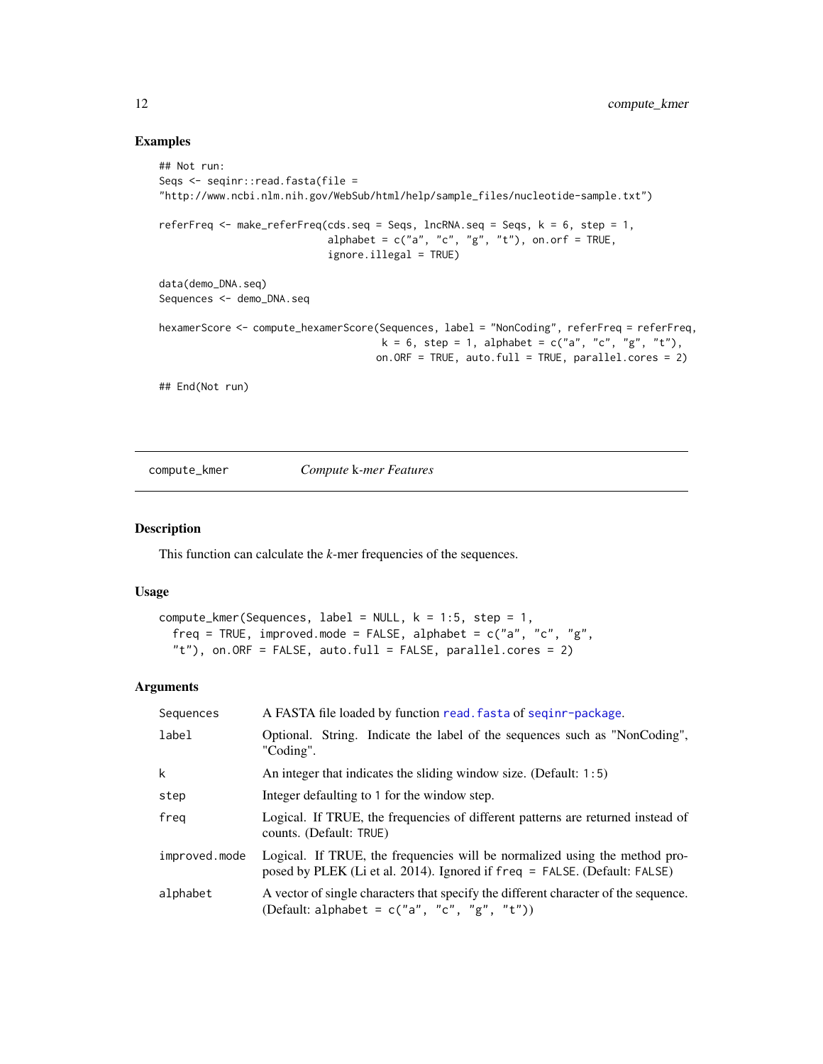## Examples

```
## Not run:
Seqs <- seqinr::read.fasta(file =
"http://www.ncbi.nlm.nih.gov/WebSub/html/help/sample_files/nucleotide-sample.txt")

referFreq <- make_referFreq(cds.seq = Seqs, lncRNA.seq = Seqs, k = 6, step = 1,
                            alphabet = c("a", "c", "g", "t"), on.orf = TRUE,
                            ignore.illegal = TRUE)

data(demo_DNA.seq)
Sequences <- demo_DNA.seq

hexamerScore <- compute_hexamerScore(Sequences, label = "NonCoding", referFreq = referFreq,
                                     k = 6, step = 1, alphabet = c("a", "c", "g", "t"),
                                    on.ORF = TRUE, auto.full = TRUE, parallel.cores = 2)

## End(Not run)
```

---

## compute_kmer *Compute k-mer Features*

### Description

This function can calculate the *k*-mer frequencies of the sequences.

### Usage

```
compute_kmer(Sequences, label = NULL, k = 1:5, step = 1,
  freq = TRUE, improved.mode = FALSE, alphabet = c("a", "c", "g",
  "t"), on.ORF = FALSE, auto.full = FALSE, parallel.cores = 2)
```

### Arguments

| | |
|---|---|
| `Sequences` | A FASTA file loaded by function `read.fasta` of `seqinr-package`. |
| `label` | Optional. String. Indicate the label of the sequences such as "NonCoding", "Coding". |
| `k` | An integer that indicates the sliding window size. (Default: `1:5`) |
| `step` | Integer defaulting to `1` for the window step. |
| `freq` | Logical. If TRUE, the frequencies of different patterns are returned instead of counts. (Default: `TRUE`) |
| `improved.mode` | Logical. If TRUE, the frequencies will be normalized using the method proposed by PLEK (Li et al. 2014). Ignored if `freq = FALSE`. (Default: `FALSE`) |
| `alphabet` | A vector of single characters that specify the different character of the sequence. (Default: `alphabet = c("a", "c", "g", "t")`) |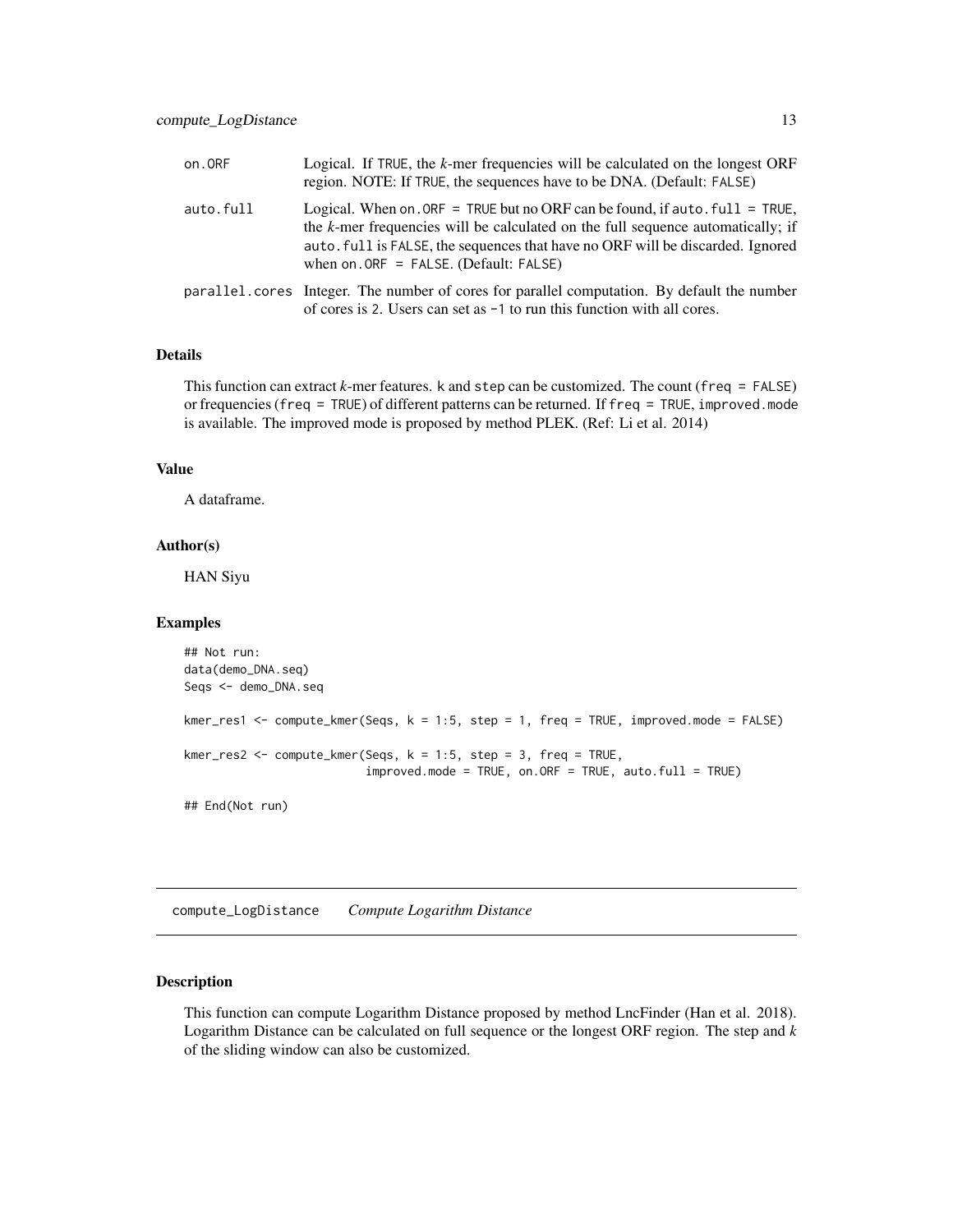| | |
|---|---|
| on.ORF | Logical. If TRUE, the *k*-mer frequencies will be calculated on the longest ORF region. NOTE: If TRUE, the sequences have to be DNA. (Default: FALSE) |
| auto.full | Logical. When on.ORF = TRUE but no ORF can be found, if auto.full = TRUE, the *k*-mer frequencies will be calculated on the full sequence automatically; if auto.full is FALSE, the sequences that have no ORF will be discarded. Ignored when on.ORF = FALSE. (Default: FALSE) |
| parallel.cores | Integer. The number of cores for parallel computation. By default the number of cores is 2. Users can set as -1 to run this function with all cores. |

### Details

This function can extract *k*-mer features. k and step can be customized. The count (freq = FALSE) or frequencies (freq = TRUE) of different patterns can be returned. If freq = TRUE, improved.mode is available. The improved mode is proposed by method PLEK. (Ref: Li et al. 2014)

### Value

A dataframe.

### Author(s)

HAN Siyu

### Examples

```
## Not run:
data(demo_DNA.seq)
Seqs <- demo_DNA.seq

kmer_res1 <- compute_kmer(Seqs, k = 1:5, step = 1, freq = TRUE, improved.mode = FALSE)

kmer_res2 <- compute_kmer(Seqs, k = 1:5, step = 3, freq = TRUE,
                          improved.mode = TRUE, on.ORF = TRUE, auto.full = TRUE)

## End(Not run)
```

---

## compute_LogDistance *Compute Logarithm Distance*

### Description

This function can compute Logarithm Distance proposed by method LncFinder (Han et al. 2018). Logarithm Distance can be calculated on full sequence or the longest ORF region. The step and *k* of the sliding window can also be customized.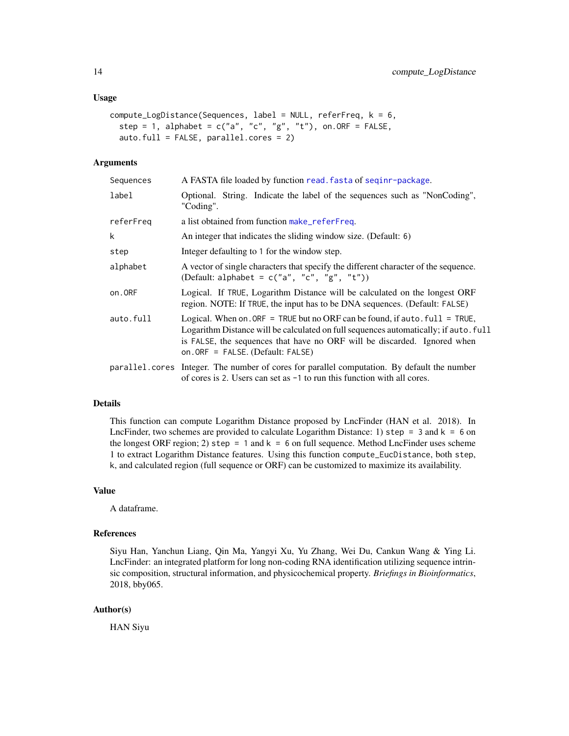### Usage

```
compute_LogDistance(Sequences, label = NULL, referFreq, k = 6,
  step = 1, alphabet = c("a", "c", "g", "t"), on.ORF = FALSE,
  auto.full = FALSE, parallel.cores = 2)
```

### Arguments

| | |
|---|---|
| Sequences | A FASTA file loaded by function read.fasta of seqinr-package. |
| label | Optional. String. Indicate the label of the sequences such as "NonCoding", "Coding". |
| referFreq | a list obtained from function make_referFreq. |
| k | An integer that indicates the sliding window size. (Default: 6) |
| step | Integer defaulting to 1 for the window step. |
| alphabet | A vector of single characters that specify the different character of the sequence. (Default: alphabet = c("a", "c", "g", "t")) |
| on.ORF | Logical. If TRUE, Logarithm Distance will be calculated on the longest ORF region. NOTE: If TRUE, the input has to be DNA sequences. (Default: FALSE) |
| auto.full | Logical. When on.ORF = TRUE but no ORF can be found, if auto.full = TRUE, Logarithm Distance will be calculated on full sequences automatically; if auto.full is FALSE, the sequences that have no ORF will be discarded. Ignored when on.ORF = FALSE. (Default: FALSE) |
| parallel.cores | Integer. The number of cores for parallel computation. By default the number of cores is 2. Users can set as -1 to run this function with all cores. |

### Details

This function can compute Logarithm Distance proposed by LncFinder (HAN et al. 2018). In LncFinder, two schemes are provided to calculate Logarithm Distance: 1) step = 3 and k = 6 on the longest ORF region; 2) step = 1 and k = 6 on full sequence. Method LncFinder uses scheme 1 to extract Logarithm Distance features. Using this function compute_EucDistance, both step, k, and calculated region (full sequence or ORF) can be customized to maximize its availability.

### Value

A dataframe.

### References

Siyu Han, Yanchun Liang, Qin Ma, Yangyi Xu, Yu Zhang, Wei Du, Cankun Wang & Ying Li. LncFinder: an integrated platform for long non-coding RNA identification utilizing sequence intrinsic composition, structural information, and physicochemical property. *Briefings in Bioinformatics*, 2018, bby065.

### Author(s)

HAN Siyu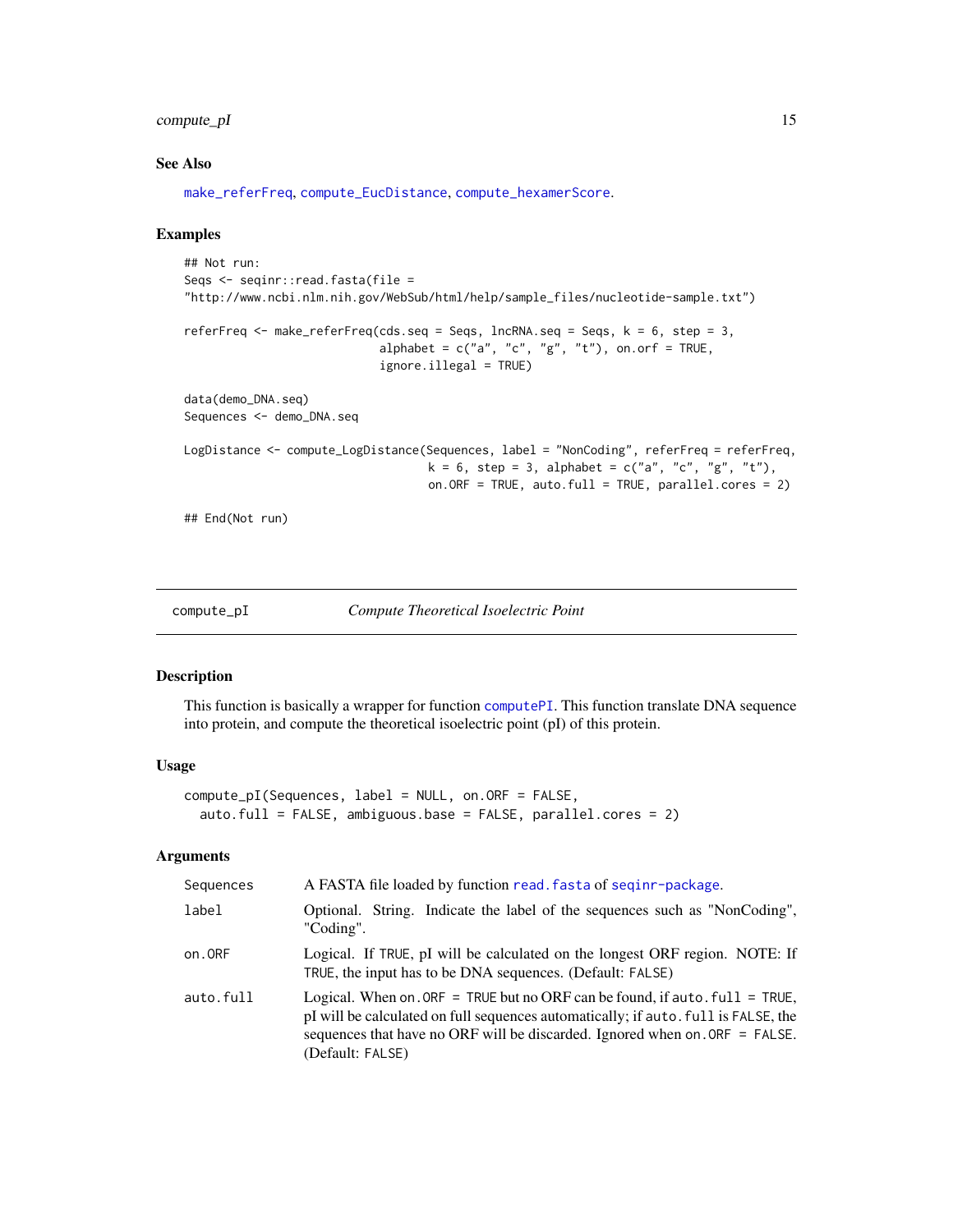### See Also

make_referFreq, compute_EucDistance, compute_hexamerScore.

### Examples

```
## Not run:
Seqs <- seqinr::read.fasta(file =
"http://www.ncbi.nlm.nih.gov/WebSub/html/help/sample_files/nucleotide-sample.txt")

referFreq <- make_referFreq(cds.seq = Seqs, lncRNA.seq = Seqs, k = 6, step = 3,
                            alphabet = c("a", "c", "g", "t"), on.orf = TRUE,
                            ignore.illegal = TRUE)

data(demo_DNA.seq)
Sequences <- demo_DNA.seq

LogDistance <- compute_LogDistance(Sequences, label = "NonCoding", referFreq = referFreq,
                                   k = 6, step = 3, alphabet = c("a", "c", "g", "t"),
                                   on.ORF = TRUE, auto.full = TRUE, parallel.cores = 2)

## End(Not run)
```

---

## compute_pI — *Compute Theoretical Isoelectric Point*

### Description

This function is basically a wrapper for function computePI. This function translate DNA sequence into protein, and compute the theoretical isoelectric point (pI) of this protein.

### Usage

```
compute_pI(Sequences, label = NULL, on.ORF = FALSE,
  auto.full = FALSE, ambiguous.base = FALSE, parallel.cores = 2)
```

### Arguments

| | |
|---|---|
| `Sequences` | A FASTA file loaded by function read.fasta of seqinr-package. |
| `label` | Optional. String. Indicate the label of the sequences such as "NonCoding", "Coding". |
| `on.ORF` | Logical. If `TRUE`, pI will be calculated on the longest ORF region. NOTE: If `TRUE`, the input has to be DNA sequences. (Default: `FALSE`) |
| `auto.full` | Logical. When `on.ORF = TRUE` but no ORF can be found, if `auto.full = TRUE`, pI will be calculated on full sequences automatically; if `auto.full` is `FALSE`, the sequences that have no ORF will be discarded. Ignored when `on.ORF = FALSE`. (Default: `FALSE`) |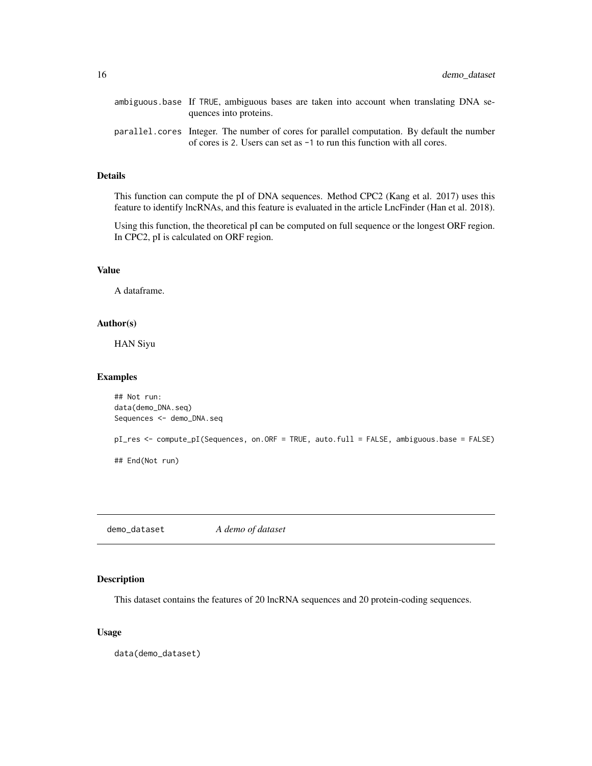| | |
|---|---|
| ambiguous.base | If TRUE, ambiguous bases are taken into account when translating DNA sequences into proteins. |
| parallel.cores | Integer. The number of cores for parallel computation. By default the number of cores is 2. Users can set as -1 to run this function with all cores. |

### Details

This function can compute the pI of DNA sequences. Method CPC2 (Kang et al. 2017) uses this feature to identify lncRNAs, and this feature is evaluated in the article LncFinder (Han et al. 2018).

Using this function, the theoretical pI can be computed on full sequence or the longest ORF region. In CPC2, pI is calculated on ORF region.

### Value

A dataframe.

### Author(s)

HAN Siyu

### Examples

```
## Not run:
data(demo_DNA.seq)
Sequences <- demo_DNA.seq

pI_res <- compute_pI(Sequences, on.ORF = TRUE, auto.full = FALSE, ambiguous.base = FALSE)

## End(Not run)
```

---

## demo_dataset *A demo of dataset*

---

### Description

This dataset contains the features of 20 lncRNA sequences and 20 protein-coding sequences.

### Usage

```
data(demo_dataset)
```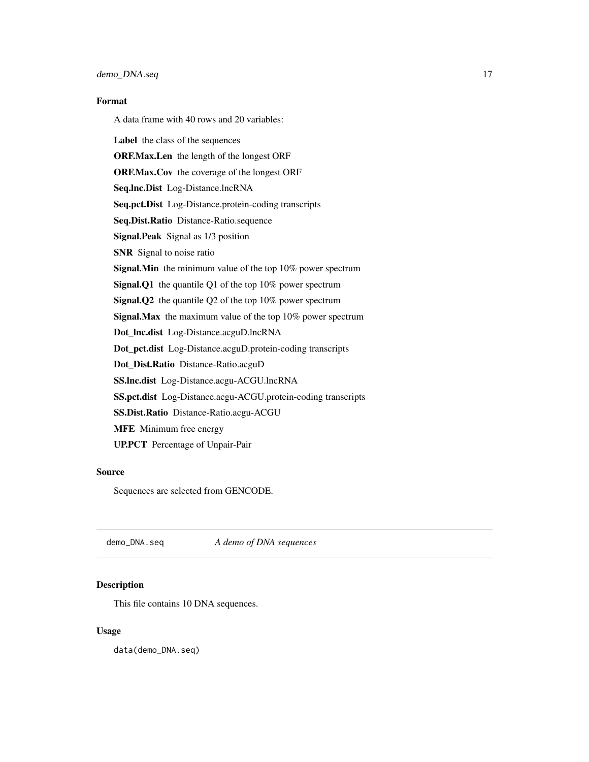## Format

A data frame with 40 rows and 20 variables:

**Label** the class of the sequences

**ORF.Max.Len** the length of the longest ORF

**ORF.Max.Cov** the coverage of the longest ORF

**Seq.lnc.Dist** Log-Distance.lncRNA

**Seq.pct.Dist** Log-Distance.protein-coding transcripts

**Seq.Dist.Ratio** Distance-Ratio.sequence

**Signal.Peak** Signal as 1/3 position

**SNR** Signal to noise ratio

**Signal.Min** the minimum value of the top 10% power spectrum

**Signal.Q1** the quantile Q1 of the top 10% power spectrum

**Signal.Q2** the quantile Q2 of the top 10% power spectrum

**Signal.Max** the maximum value of the top 10% power spectrum

**Dot_lnc.dist** Log-Distance.acguD.lncRNA

**Dot_pct.dist** Log-Distance.acguD.protein-coding transcripts

**Dot_Dist.Ratio** Distance-Ratio.acguD

**SS.lnc.dist** Log-Distance.acgu-ACGU.lncRNA

**SS.pct.dist** Log-Distance.acgu-ACGU.protein-coding transcripts

**SS.Dist.Ratio** Distance-Ratio.acgu-ACGU

**MFE** Minimum free energy

**UP.PCT** Percentage of Unpair-Pair

## Source

Sequences are selected from GENCODE.

---

# demo_DNA.seq *A demo of DNA sequences*

## Description

This file contains 10 DNA sequences.

## Usage

```
data(demo_DNA.seq)
```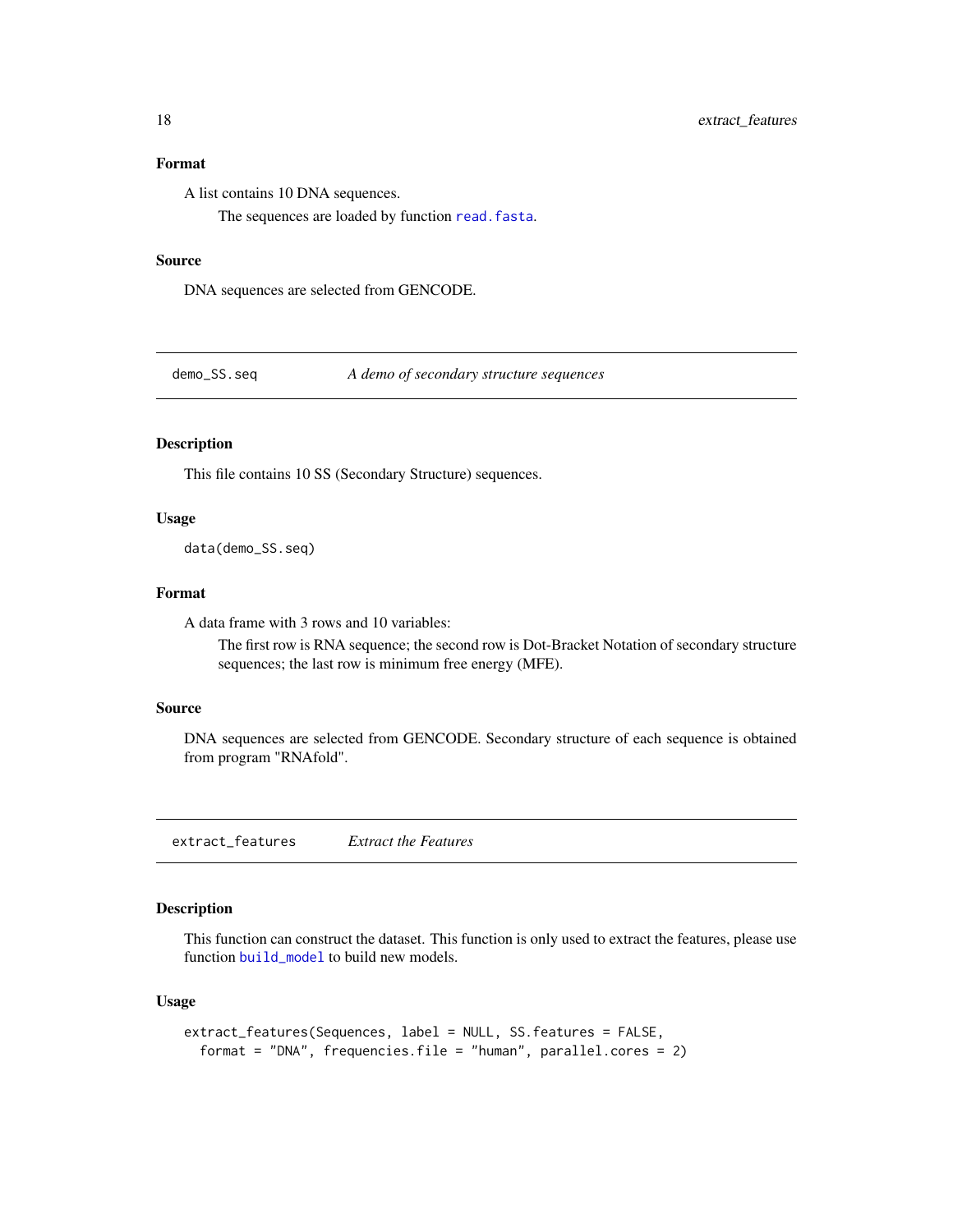### Format

A list contains 10 DNA sequences.

The sequences are loaded by function `read.fasta`.

### Source

DNA sequences are selected from GENCODE.

---

## demo_SS.seq — *A demo of secondary structure sequences*

### Description

This file contains 10 SS (Secondary Structure) sequences.

### Usage

```
data(demo_SS.seq)
```

### Format

A data frame with 3 rows and 10 variables:

The first row is RNA sequence; the second row is Dot-Bracket Notation of secondary structure sequences; the last row is minimum free energy (MFE).

### Source

DNA sequences are selected from GENCODE. Secondary structure of each sequence is obtained from program "RNAfold".

---

## extract_features — *Extract the Features*

### Description

This function can construct the dataset. This function is only used to extract the features, please use function `build_model` to build new models.

### Usage

```
extract_features(Sequences, label = NULL, SS.features = FALSE,
  format = "DNA", frequencies.file = "human", parallel.cores = 2)
```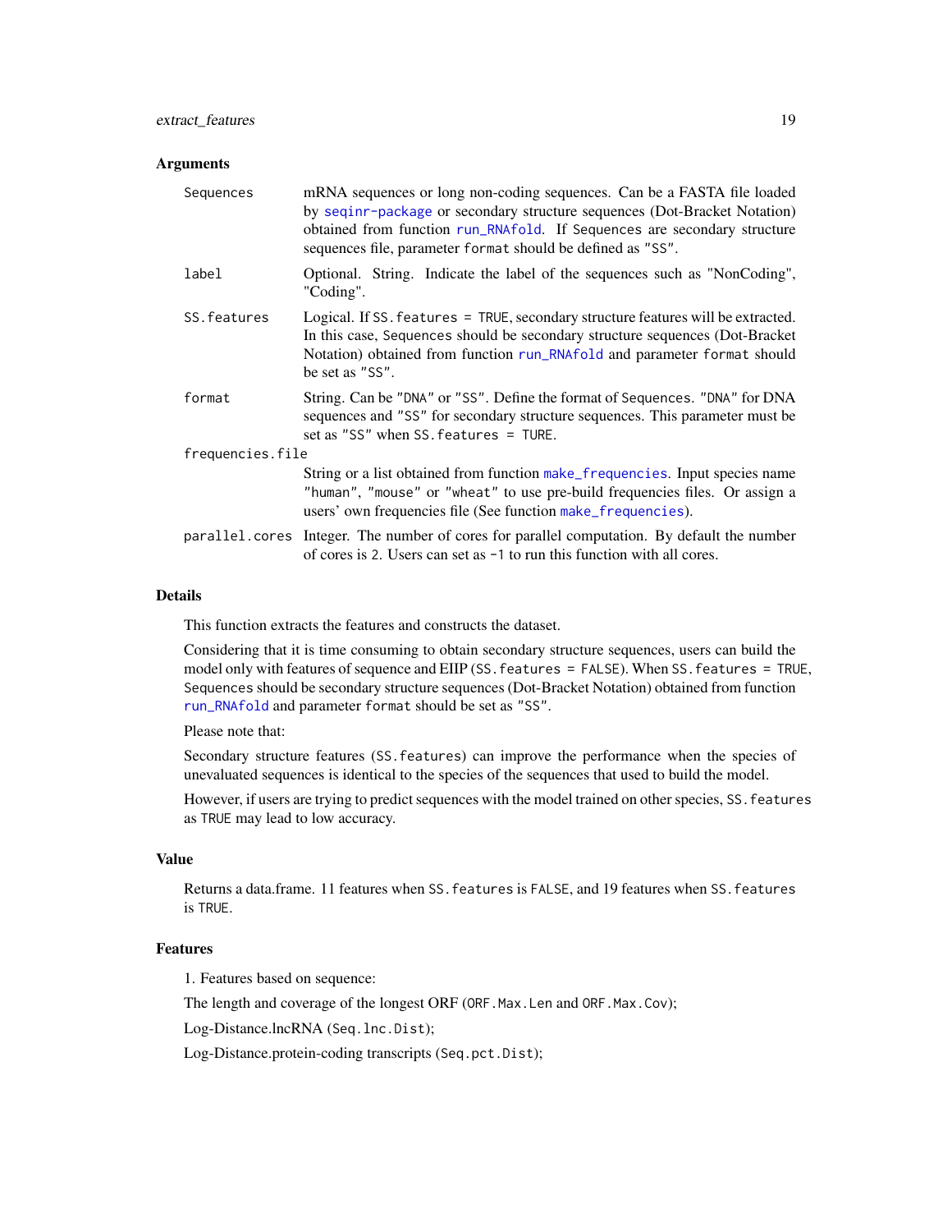### Arguments

| Argument | Description |
|---|---|
| `Sequences` | mRNA sequences or long non-coding sequences. Can be a FASTA file loaded by `seqinr-package` or secondary structure sequences (Dot-Bracket Notation) obtained from function `run_RNAfold`. If `Sequences` are secondary structure sequences file, parameter `format` should be defined as `"SS"`. |
| `label` | Optional. String. Indicate the label of the sequences such as "NonCoding", "Coding". |
| `SS.features` | Logical. If `SS.features = TRUE`, secondary structure features will be extracted. In this case, `Sequences` should be secondary structure sequences (Dot-Bracket Notation) obtained from function `run_RNAfold` and parameter `format` should be set as `"SS"`. |
| `format` | String. Can be `"DNA"` or `"SS"`. Define the format of `Sequences`. `"DNA"` for DNA sequences and `"SS"` for secondary structure sequences. This parameter must be set as `"SS"` when `SS.features = TURE`. |
| `frequencies.file` | String or a list obtained from function `make_frequencies`. Input species name `"human"`, `"mouse"` or `"wheat"` to use pre-build frequencies files. Or assign a users' own frequencies file (See function `make_frequencies`). |
| `parallel.cores` | Integer. The number of cores for parallel computation. By default the number of cores is `2`. Users can set as `-1` to run this function with all cores. |

### Details

This function extracts the features and constructs the dataset.

Considering that it is time consuming to obtain secondary structure sequences, users can build the model only with features of sequence and EIIP (`SS.features = FALSE`). When `SS.features = TRUE`, `Sequences` should be secondary structure sequences (Dot-Bracket Notation) obtained from function `run_RNAfold` and parameter `format` should be set as `"SS"`.

Please note that:

Secondary structure features (`SS.features`) can improve the performance when the species of unevaluated sequences is identical to the species of the sequences that used to build the model.

However, if users are trying to predict sequences with the model trained on other species, `SS.features` as `TRUE` may lead to low accuracy.

### Value

Returns a data.frame. 11 features when `SS.features` is `FALSE`, and 19 features when `SS.features` is `TRUE`.

### Features

1. Features based on sequence:

The length and coverage of the longest ORF (`ORF.Max.Len` and `ORF.Max.Cov`);

Log-Distance.lncRNA (`Seq.lnc.Dist`);

Log-Distance.protein-coding transcripts (`Seq.pct.Dist`);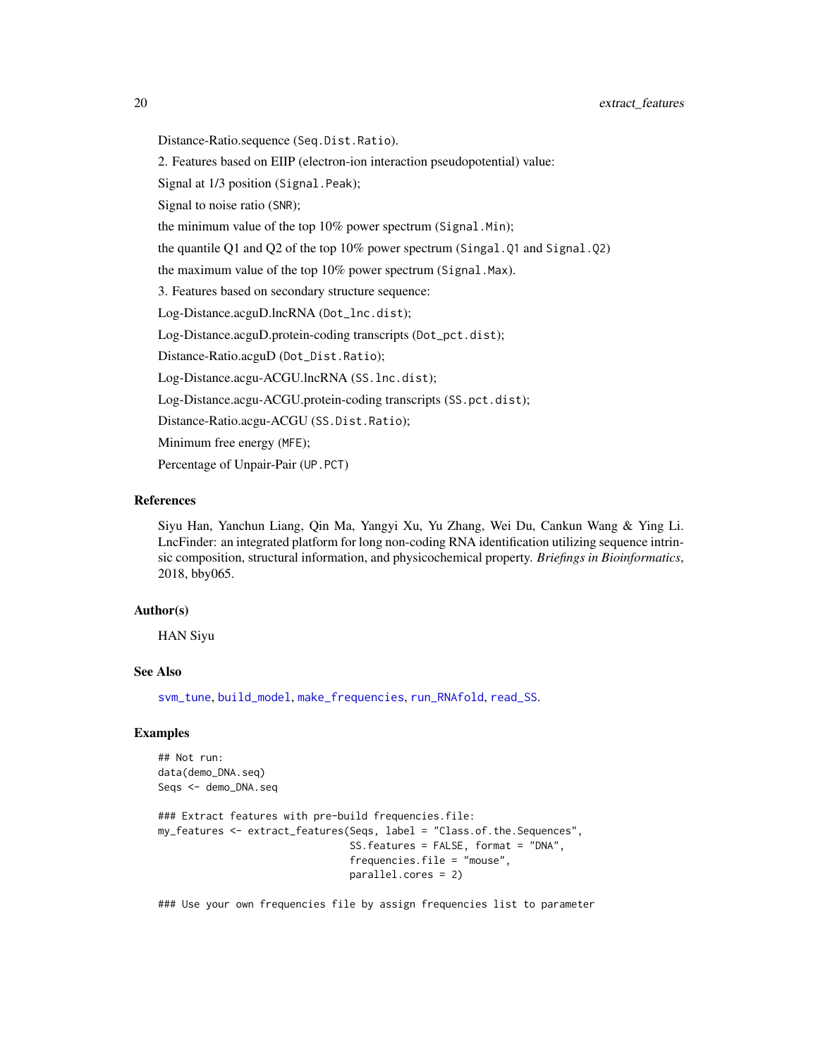Distance-Ratio.sequence (`Seq.Dist.Ratio`).

2. Features based on EIIP (electron-ion interaction pseudopotential) value:

Signal at 1/3 position (`Signal.Peak`);

Signal to noise ratio (`SNR`);

the minimum value of the top 10% power spectrum (`Signal.Min`);

the quantile Q1 and Q2 of the top 10% power spectrum (`Singal.Q1` and `Signal.Q2`)

the maximum value of the top 10% power spectrum (`Signal.Max`).

3. Features based on secondary structure sequence:

Log-Distance.acguD.lncRNA (`Dot_lnc.dist`);

Log-Distance.acguD.protein-coding transcripts (`Dot_pct.dist`);

Distance-Ratio.acguD (`Dot_Dist.Ratio`);

Log-Distance.acgu-ACGU.lncRNA (`SS.lnc.dist`);

Log-Distance.acgu-ACGU.protein-coding transcripts (`SS.pct.dist`);

Distance-Ratio.acgu-ACGU (`SS.Dist.Ratio`);

Minimum free energy (`MFE`);

Percentage of Unpair-Pair (`UP.PCT`)

## References

Siyu Han, Yanchun Liang, Qin Ma, Yangyi Xu, Yu Zhang, Wei Du, Cankun Wang & Ying Li. LncFinder: an integrated platform for long non-coding RNA identification utilizing sequence intrinsic composition, structural information, and physicochemical property. *Briefings in Bioinformatics*, 2018, bby065.

## Author(s)

HAN Siyu

## See Also

`svm_tune`, `build_model`, `make_frequencies`, `run_RNAfold`, `read_SS`.

## Examples

```
## Not run:
data(demo_DNA.seq)
Seqs <- demo_DNA.seq

### Extract features with pre-build frequencies.file:
my_features <- extract_features(Seqs, label = "Class.of.the.Sequences",
                                SS.features = FALSE, format = "DNA",
                                frequencies.file = "mouse",
                                parallel.cores = 2)

### Use your own frequencies file by assign frequencies list to parameter
```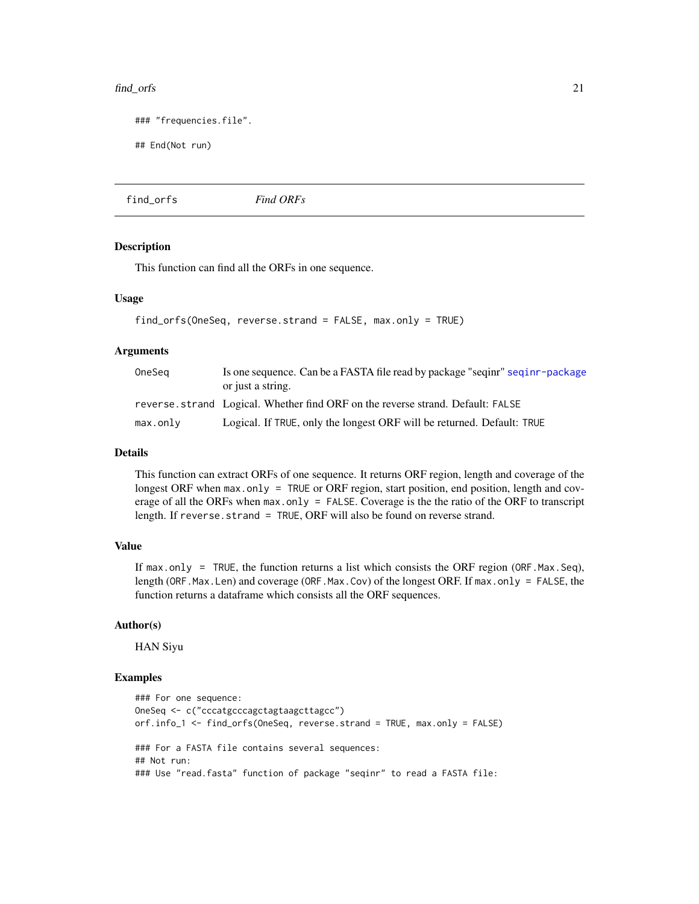```
### "frequencies.file".

## End(Not run)
```

## find_orfs — *Find ORFs*

### Description

This function can find all the ORFs in one sequence.

### Usage

```
find_orfs(OneSeq, reverse.strand = FALSE, max.only = TRUE)
```

### Arguments

| | |
|---|---|
| `OneSeq` | Is one sequence. Can be a FASTA file read by package "seqinr" seqinr-package or just a string. |
| `reverse.strand` | Logical. Whether find ORF on the reverse strand. Default: `FALSE` |
| `max.only` | Logical. If `TRUE`, only the longest ORF will be returned. Default: `TRUE` |

### Details

This function can extract ORFs of one sequence. It returns ORF region, length and coverage of the longest ORF when `max.only = TRUE` or ORF region, start position, end position, length and coverage of all the ORFs when `max.only = FALSE`. Coverage is the the ratio of the ORF to transcript length. If `reverse.strand = TRUE`, ORF will also be found on reverse strand.

### Value

If `max.only = TRUE`, the function returns a list which consists the ORF region (`ORF.Max.Seq`), length (`ORF.Max.Len`) and coverage (`ORF.Max.Cov`) of the longest ORF. If `max.only = FALSE`, the function returns a dataframe which consists all the ORF sequences.

### Author(s)

HAN Siyu

### Examples

```
### For one sequence:
OneSeq <- c("cccatgcccagctagtaagcttagcc")
orf.info_1 <- find_orfs(OneSeq, reverse.strand = TRUE, max.only = FALSE)

### For a FASTA file contains several sequences:
## Not run:
### Use "read.fasta" function of package "seqinr" to read a FASTA file:
```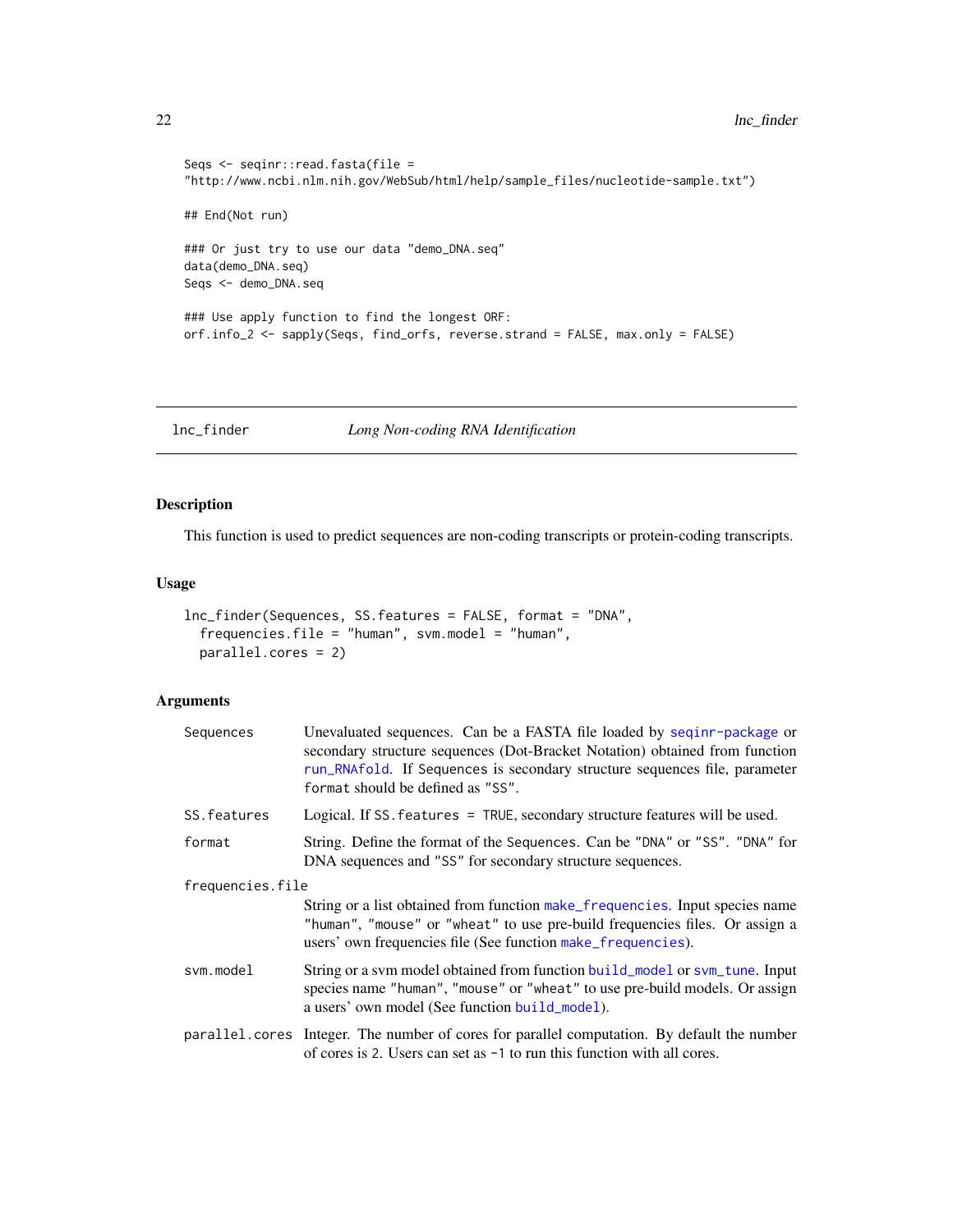```
Seqs <- seqinr::read.fasta(file =
"http://www.ncbi.nlm.nih.gov/WebSub/html/help/sample_files/nucleotide-sample.txt")

## End(Not run)

### Or just try to use our data "demo_DNA.seq"
data(demo_DNA.seq)
Seqs <- demo_DNA.seq

### Use apply function to find the longest ORF:
orf.info_2 <- sapply(Seqs, find_orfs, reverse.strand = FALSE, max.only = FALSE)
```

---

## lnc_finder — *Long Non-coding RNA Identification*

### Description

This function is used to predict sequences are non-coding transcripts or protein-coding transcripts.

### Usage

```
lnc_finder(Sequences, SS.features = FALSE, format = "DNA",
  frequencies.file = "human", svm.model = "human",
  parallel.cores = 2)
```

### Arguments

| | |
|---|---|
| `Sequences` | Unevaluated sequences. Can be a FASTA file loaded by `seqinr-package` or secondary structure sequences (Dot-Bracket Notation) obtained from function `run_RNAfold`. If `Sequences` is secondary structure sequences file, parameter `format` should be defined as `"SS"`. |
| `SS.features` | Logical. If `SS.features = TRUE`, secondary structure features will be used. |
| `format` | String. Define the format of the `Sequences`. Can be `"DNA"` or `"SS"`. `"DNA"` for DNA sequences and `"SS"` for secondary structure sequences. |
| `frequencies.file` | String or a list obtained from function `make_frequencies`. Input species name `"human"`, `"mouse"` or `"wheat"` to use pre-build frequencies files. Or assign a users' own frequencies file (See function `make_frequencies`). |
| `svm.model` | String or a svm model obtained from function `build_model` or `svm_tune`. Input species name `"human"`, `"mouse"` or `"wheat"` to use pre-build models. Or assign a users' own model (See function `build_model`). |
| `parallel.cores` | Integer. The number of cores for parallel computation. By default the number of cores is `2`. Users can set as `-1` to run this function with all cores. |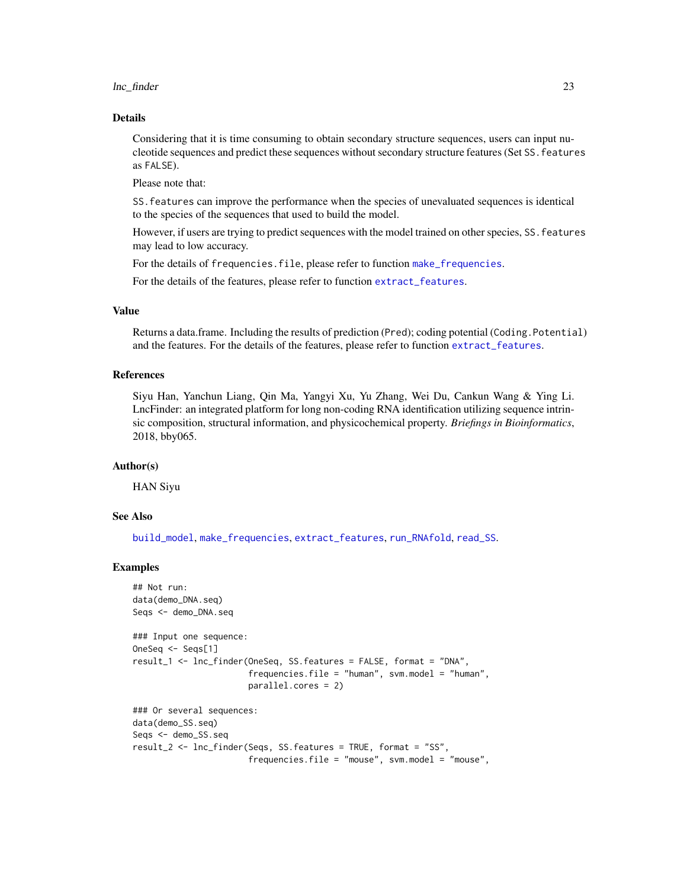## Details

Considering that it is time consuming to obtain secondary structure sequences, users can input nucleotide sequences and predict these sequences without secondary structure features (Set `SS.features` as `FALSE`).

Please note that:

`SS.features` can improve the performance when the species of unevaluated sequences is identical to the species of the sequences that used to build the model.

However, if users are trying to predict sequences with the model trained on other species, `SS.features` may lead to low accuracy.

For the details of `frequencies.file`, please refer to function `make_frequencies`.

For the details of the features, please refer to function `extract_features`.

## Value

Returns a data.frame. Including the results of prediction (`Pred`); coding potential (`Coding.Potential`) and the features. For the details of the features, please refer to function `extract_features`.

## References

Siyu Han, Yanchun Liang, Qin Ma, Yangyi Xu, Yu Zhang, Wei Du, Cankun Wang & Ying Li. LncFinder: an integrated platform for long non-coding RNA identification utilizing sequence intrinsic composition, structural information, and physicochemical property. *Briefings in Bioinformatics*, 2018, bby065.

## Author(s)

HAN Siyu

## See Also

`build_model`, `make_frequencies`, `extract_features`, `run_RNAfold`, `read_SS`.

## Examples

```
## Not run:
data(demo_DNA.seq)
Seqs <- demo_DNA.seq

### Input one sequence:
OneSeq <- Seqs[1]
result_1 <- lnc_finder(OneSeq, SS.features = FALSE, format = "DNA",
                       frequencies.file = "human", svm.model = "human",
                       parallel.cores = 2)

### Or several sequences:
data(demo_SS.seq)
Seqs <- demo_SS.seq
result_2 <- lnc_finder(Seqs, SS.features = TRUE, format = "SS",
                       frequencies.file = "mouse", svm.model = "mouse",
```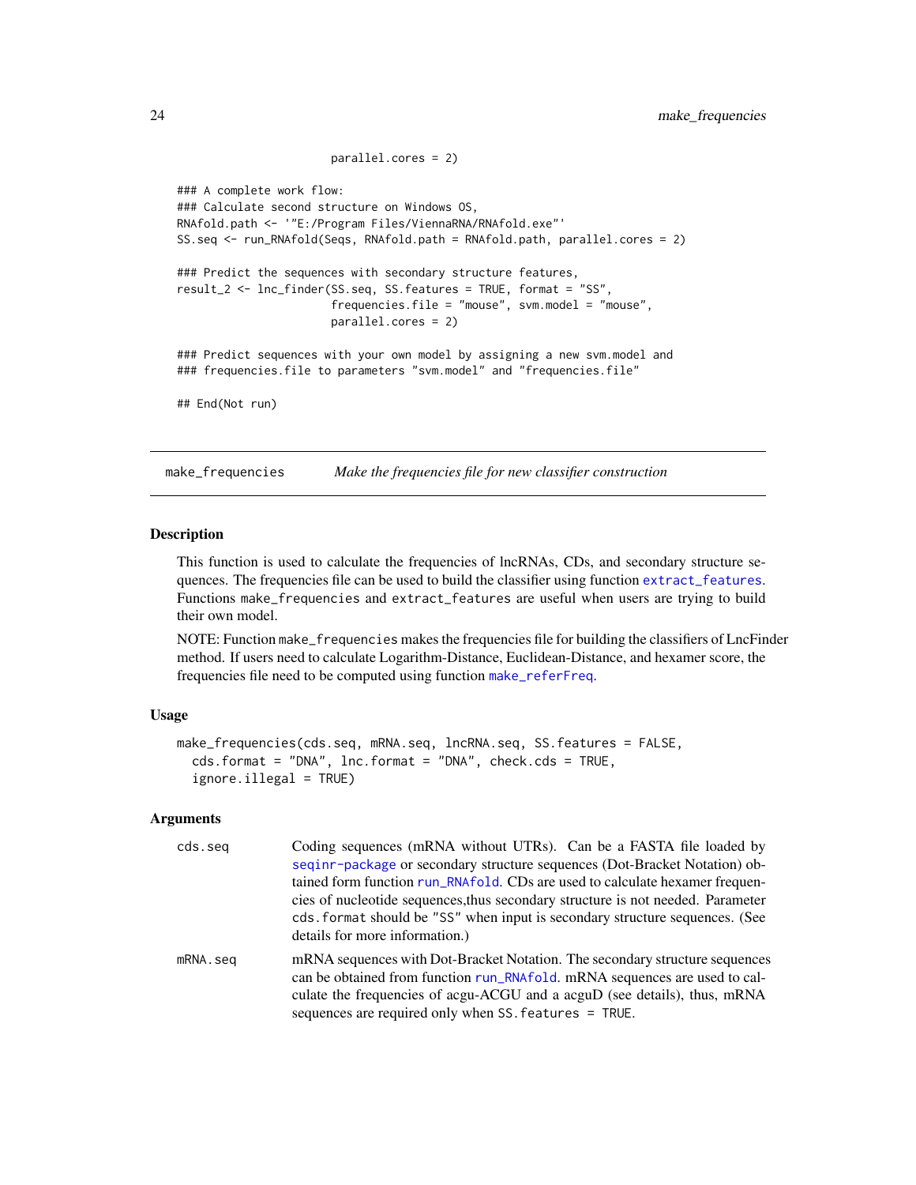```
                         parallel.cores = 2)

### A complete work flow:
### Calculate second structure on Windows OS,
RNAfold.path <- '"E:/Program Files/ViennaRNA/RNAfold.exe"'
SS.seq <- run_RNAfold(Seqs, RNAfold.path = RNAfold.path, parallel.cores = 2)

### Predict the sequences with secondary structure features,
result_2 <- lnc_finder(SS.seq, SS.features = TRUE, format = "SS",
                         frequencies.file = "mouse", svm.model = "mouse",
                         parallel.cores = 2)

### Predict sequences with your own model by assigning a new svm.model and
### frequencies.file to parameters "svm.model" and "frequencies.file"

## End(Not run)
```

## make_frequencies *Make the frequencies file for new classifier construction*

### Description

This function is used to calculate the frequencies of lncRNAs, CDs, and secondary structure sequences. The frequencies file can be used to build the classifier using function extract_features. Functions make_frequencies and extract_features are useful when users are trying to build their own model.

NOTE: Function make_frequencies makes the frequencies file for building the classifiers of LncFinder method. If users need to calculate Logarithm-Distance, Euclidean-Distance, and hexamer score, the frequencies file need to be computed using function make_referFreq.

### Usage

```
make_frequencies(cds.seq, mRNA.seq, lncRNA.seq, SS.features = FALSE,
  cds.format = "DNA", lnc.format = "DNA", check.cds = TRUE,
  ignore.illegal = TRUE)
```

### Arguments

| | |
|---|---|
| cds.seq | Coding sequences (mRNA without UTRs). Can be a FASTA file loaded by seqinr-package or secondary structure sequences (Dot-Bracket Notation) obtained form function run_RNAfold. CDs are used to calculate hexamer frequencies of nucleotide sequences,thus secondary structure is not needed. Parameter cds.format should be "SS" when input is secondary structure sequences. (See details for more information.) |
| mRNA.seq | mRNA sequences with Dot-Bracket Notation. The secondary structure sequences can be obtained from function run_RNAfold. mRNA sequences are used to calculate the frequencies of acgu-ACGU and a acguD (see details), thus, mRNA sequences are required only when SS.features = TRUE. |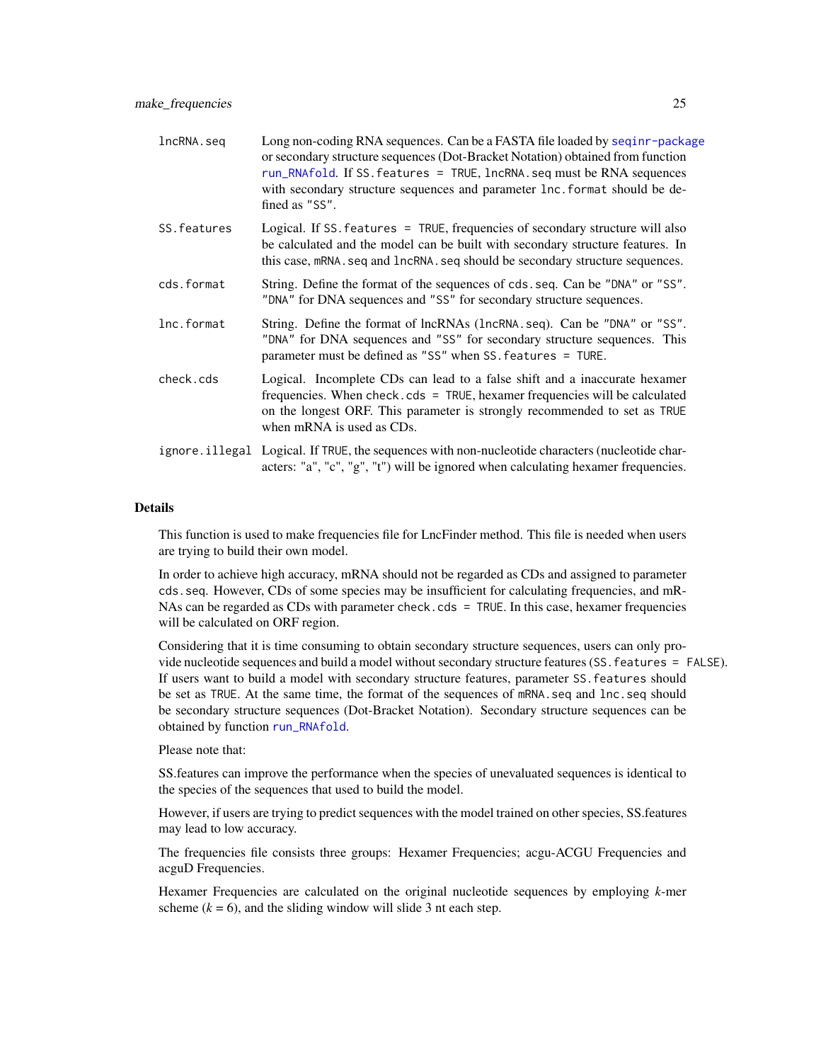| | |
|---|---|
| `lncRNA.seq` | Long non-coding RNA sequences. Can be a FASTA file loaded by seqinr-package or secondary structure sequences (Dot-Bracket Notation) obtained from function run_RNAfold. If `SS.features = TRUE`, `lncRNA.seq` must be RNA sequences with secondary structure sequences and parameter `lnc.format` should be defined as "SS". |
| `SS.features` | Logical. If `SS.features = TRUE`, frequencies of secondary structure will also be calculated and the model can be built with secondary structure features. In this case, `mRNA.seq` and `lncRNA.seq` should be secondary structure sequences. |
| `cds.format` | String. Define the format of the sequences of `cds.seq`. Can be "DNA" or "SS". "DNA" for DNA sequences and "SS" for secondary structure sequences. |
| `lnc.format` | String. Define the format of lncRNAs (`lncRNA.seq`). Can be "DNA" or "SS". "DNA" for DNA sequences and "SS" for secondary structure sequences. This parameter must be defined as "SS" when `SS.features = TURE`. |
| `check.cds` | Logical. Incomplete CDs can lead to a false shift and a inaccurate hexamer frequencies. When `check.cds = TRUE`, hexamer frequencies will be calculated on the longest ORF. This parameter is strongly recommended to set as `TRUE` when mRNA is used as CDs. |
| `ignore.illegal` | Logical. If `TRUE`, the sequences with non-nucleotide characters (nucleotide characters: "a", "c", "g", "t") will be ignored when calculating hexamer frequencies. |

## Details

This function is used to make frequencies file for LncFinder method. This file is needed when users are trying to build their own model.

In order to achieve high accuracy, mRNA should not be regarded as CDs and assigned to parameter `cds.seq`. However, CDs of some species may be insufficient for calculating frequencies, and mRNAs can be regarded as CDs with parameter `check.cds = TRUE`. In this case, hexamer frequencies will be calculated on ORF region.

Considering that it is time consuming to obtain secondary structure sequences, users can only provide nucleotide sequences and build a model without secondary structure features (`SS.features = FALSE`). If users want to build a model with secondary structure features, parameter `SS.features` should be set as `TRUE`. At the same time, the format of the sequences of `mRNA.seq` and `lnc.seq` should be secondary structure sequences (Dot-Bracket Notation). Secondary structure sequences can be obtained by function run_RNAfold.

Please note that:

SS.features can improve the performance when the species of unevaluated sequences is identical to the species of the sequences that used to build the model.

However, if users are trying to predict sequences with the model trained on other species, SS.features may lead to low accuracy.

The frequencies file consists three groups: Hexamer Frequencies; acgu-ACGU Frequencies and acguD Frequencies.

Hexamer Frequencies are calculated on the original nucleotide sequences by employing *k*-mer scheme ($k$ = 6), and the sliding window will slide 3 nt each step.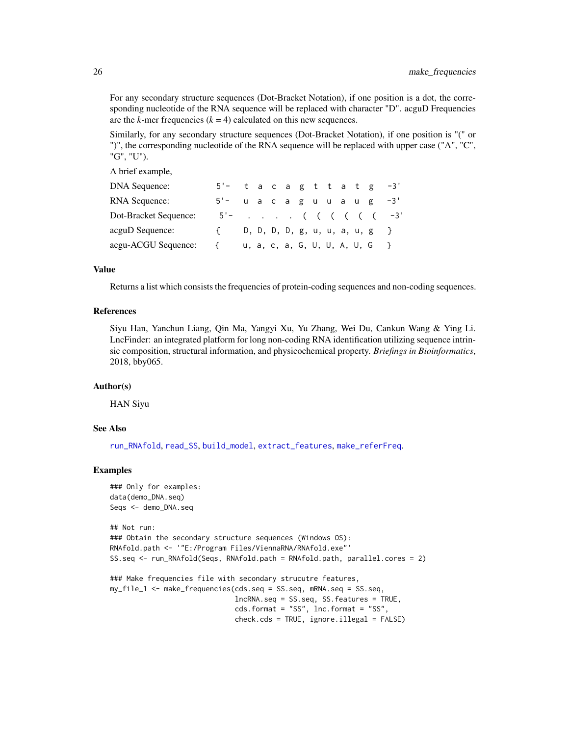For any secondary structure sequences (Dot-Bracket Notation), if one position is a dot, the corresponding nucleotide of the RNA sequence will be replaced with character "D". acguD Frequencies are the *k*-mer frequencies ($k = 4$) calculated on this new sequences.

Similarly, for any secondary structure sequences (Dot-Bracket Notation), if one position is "(" or ")", the corresponding nucleotide of the RNA sequence will be replaced with upper case ("A", "C", "G", "U").

A brief example,

```
DNA Sequence:           5'-  t a c a g t t a t g  -3'
RNA Sequence:           5'-  u a c a g u u a u g  -3'
Dot-Bracket Sequence:   5'-  . . . . ( ( ( ( ( (  -3'
acguD Sequence:         {    D, D, D, D, g, u, u, a, u, g   }
acgu-ACGU Sequence:     {    u, a, c, a, G, U, U, A, U, G   }
```

## Value

Returns a list which consists the frequencies of protein-coding sequences and non-coding sequences.

## References

Siyu Han, Yanchun Liang, Qin Ma, Yangyi Xu, Yu Zhang, Wei Du, Cankun Wang & Ying Li. LncFinder: an integrated platform for long non-coding RNA identification utilizing sequence intrinsic composition, structural information, and physicochemical property. *Briefings in Bioinformatics*, 2018, bby065.

## Author(s)

HAN Siyu

## See Also

run_RNAfold, read_SS, build_model, extract_features, make_referFreq.

## Examples

```
### Only for examples:
data(demo_DNA.seq)
Seqs <- demo_DNA.seq

## Not run:
### Obtain the secondary structure sequences (Windows OS):
RNAfold.path <- '"E:/Program Files/ViennaRNA/RNAfold.exe"'
SS.seq <- run_RNAfold(Seqs, RNAfold.path = RNAfold.path, parallel.cores = 2)

### Make frequencies file with secondary strucutre features,
my_file_1 <- make_frequencies(cds.seq = SS.seq, mRNA.seq = SS.seq,
                              lncRNA.seq = SS.seq, SS.features = TRUE,
                              cds.format = "SS", lnc.format = "SS",
                              check.cds = TRUE, ignore.illegal = FALSE)
```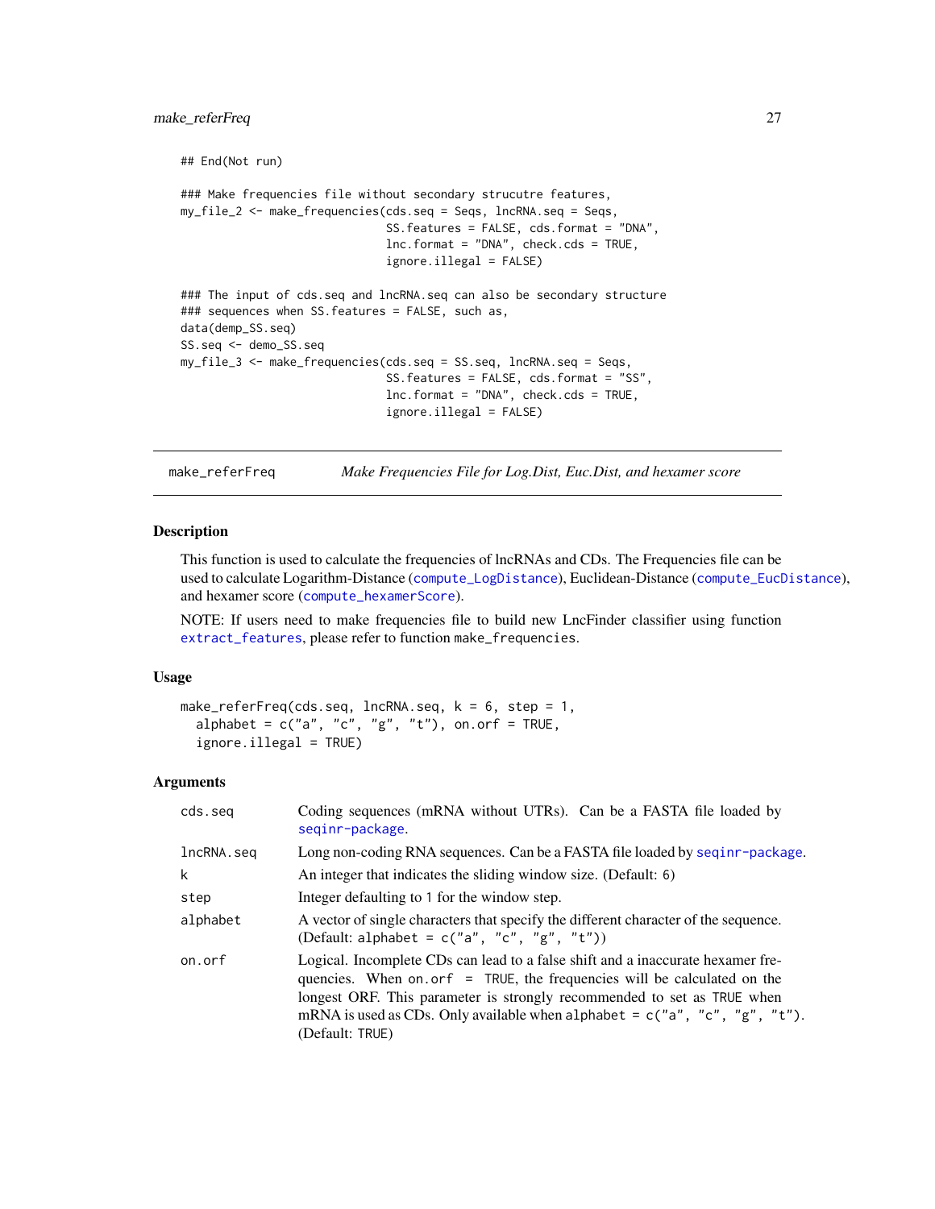```
## End(Not run)

### Make frequencies file without secondary strucutre features,
my_file_2 <- make_frequencies(cds.seq = Seqs, lncRNA.seq = Seqs,
                              SS.features = FALSE, cds.format = "DNA",
                              lnc.format = "DNA", check.cds = TRUE,
                              ignore.illegal = FALSE)

### The input of cds.seq and lncRNA.seq can also be secondary structure
### sequences when SS.features = FALSE, such as,
data(demp_SS.seq)
SS.seq <- demo_SS.seq
my_file_3 <- make_frequencies(cds.seq = SS.seq, lncRNA.seq = Seqs,
                              SS.features = FALSE, cds.format = "SS",
                              lnc.format = "DNA", check.cds = TRUE,
                              ignore.illegal = FALSE)
```

---

## make_referFreq — *Make Frequencies File for Log.Dist, Euc.Dist, and hexamer score*

### Description

This function is used to calculate the frequencies of lncRNAs and CDs. The Frequencies file can be used to calculate Logarithm-Distance (compute_LogDistance), Euclidean-Distance (compute_EucDistance), and hexamer score (compute_hexamerScore).

NOTE: If users need to make frequencies file to build new LncFinder classifier using function extract_features, please refer to function make_frequencies.

### Usage

```
make_referFreq(cds.seq, lncRNA.seq, k = 6, step = 1,
  alphabet = c("a", "c", "g", "t"), on.orf = TRUE,
  ignore.illegal = TRUE)
```

### Arguments

| | |
|---|---|
| cds.seq | Coding sequences (mRNA without UTRs). Can be a FASTA file loaded by seqinr-package. |
| lncRNA.seq | Long non-coding RNA sequences. Can be a FASTA file loaded by seqinr-package. |
| k | An integer that indicates the sliding window size. (Default: 6) |
| step | Integer defaulting to 1 for the window step. |
| alphabet | A vector of single characters that specify the different character of the sequence. (Default: alphabet = c("a", "c", "g", "t")) |
| on.orf | Logical. Incomplete CDs can lead to a false shift and a inaccurate hexamer frequencies. When on.orf = TRUE, the frequencies will be calculated on the longest ORF. This parameter is strongly recommended to set as TRUE when mRNA is used as CDs. Only available when alphabet = c("a", "c", "g", "t"). (Default: TRUE) |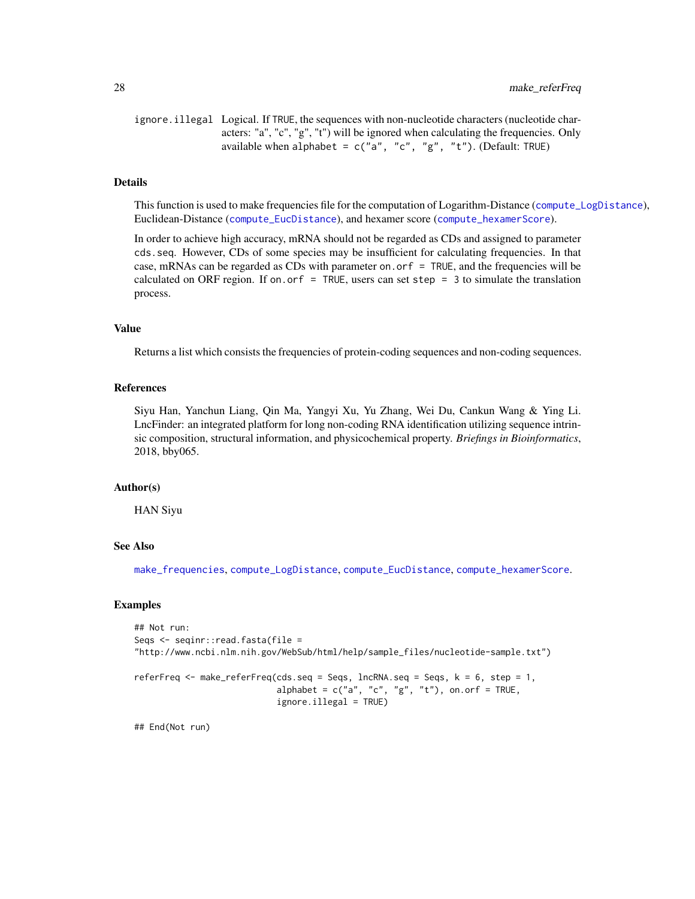ignore.illegal Logical. If TRUE, the sequences with non-nucleotide characters (nucleotide characters: "a", "c", "g", "t") will be ignored when calculating the frequencies. Only available when alphabet = c("a", "c", "g", "t"). (Default: TRUE)

## Details

This function is used to make frequencies file for the computation of Logarithm-Distance (compute_LogDistance), Euclidean-Distance (compute_EucDistance), and hexamer score (compute_hexamerScore).

In order to achieve high accuracy, mRNA should not be regarded as CDs and assigned to parameter cds.seq. However, CDs of some species may be insufficient for calculating frequencies. In that case, mRNAs can be regarded as CDs with parameter on.orf = TRUE, and the frequencies will be calculated on ORF region. If on.orf = TRUE, users can set step = 3 to simulate the translation process.

## Value

Returns a list which consists the frequencies of protein-coding sequences and non-coding sequences.

## References

Siyu Han, Yanchun Liang, Qin Ma, Yangyi Xu, Yu Zhang, Wei Du, Cankun Wang & Ying Li. LncFinder: an integrated platform for long non-coding RNA identification utilizing sequence intrinsic composition, structural information, and physicochemical property. *Briefings in Bioinformatics*, 2018, bby065.

## Author(s)

HAN Siyu

## See Also

make_frequencies, compute_LogDistance, compute_EucDistance, compute_hexamerScore.

## Examples

```
## Not run:
Seqs <- seqinr::read.fasta(file =
"http://www.ncbi.nlm.nih.gov/WebSub/html/help/sample_files/nucleotide-sample.txt")

referFreq <- make_referFreq(cds.seq = Seqs, lncRNA.seq = Seqs, k = 6, step = 1,
                            alphabet = c("a", "c", "g", "t"), on.orf = TRUE,
                            ignore.illegal = TRUE)

## End(Not run)
```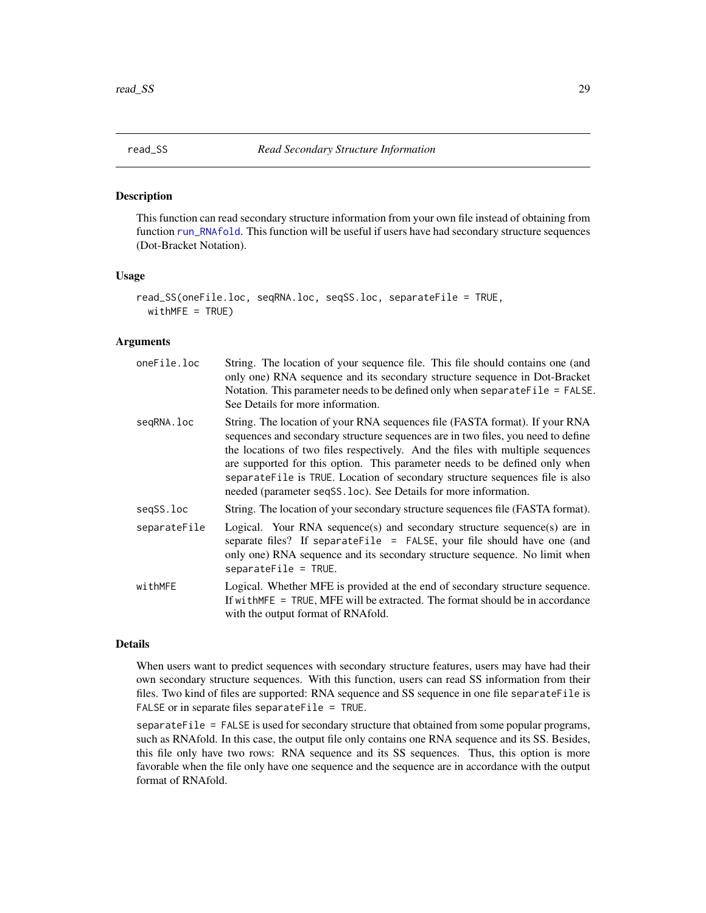## read_SS *Read Secondary Structure Information*

### Description

This function can read secondary structure information from your own file instead of obtaining from function run_RNAfold. This function will be useful if users have had secondary structure sequences (Dot-Bracket Notation).

### Usage

```
read_SS(oneFile.loc, seqRNA.loc, seqSS.loc, separateFile = TRUE,
  withMFE = TRUE)
```

### Arguments

| | |
|---|---|
| oneFile.loc | String. The location of your sequence file. This file should contains one (and only one) RNA sequence and its secondary structure sequence in Dot-Bracket Notation. This parameter needs to be defined only when `separateFile = FALSE`. See Details for more information. |
| seqRNA.loc | String. The location of your RNA sequences file (FASTA format). If your RNA sequences and secondary structure sequences are in two files, you need to define the locations of two files respectively. And the files with multiple sequences are supported for this option. This parameter needs to be defined only when `separateFile` is `TRUE`. Location of secondary structure sequences file is also needed (parameter `seqSS.loc`). See Details for more information. |
| seqSS.loc | String. The location of your secondary structure sequences file (FASTA format). |
| separateFile | Logical. Your RNA sequence(s) and secondary structure sequence(s) are in separate files? If `separateFile = FALSE`, your file should have one (and only one) RNA sequence and its secondary structure sequence. No limit when `separateFile = TRUE`. |
| withMFE | Logical. Whether MFE is provided at the end of secondary structure sequence. If `withMFE = TRUE`, MFE will be extracted. The format should be in accordance with the output format of RNAfold. |

### Details

When users want to predict sequences with secondary structure features, users may have had their own secondary structure sequences. With this function, users can read SS information from their files. Two kind of files are supported: RNA sequence and SS sequence in one file `separateFile` is `FALSE` or in separate files `separateFile = TRUE`.

`separateFile = FALSE` is used for secondary structure that obtained from some popular programs, such as RNAfold. In this case, the output file only contains one RNA sequence and its SS. Besides, this file only have two rows: RNA sequence and its SS sequences. Thus, this option is more favorable when the file only have one sequence and the sequence are in accordance with the output format of RNAfold.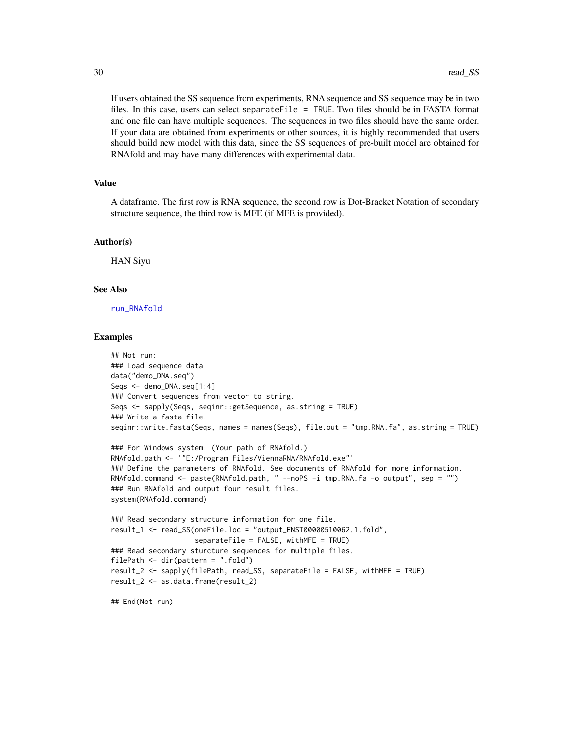If users obtained the SS sequence from experiments, RNA sequence and SS sequence may be in two files. In this case, users can select `separateFile = TRUE`. Two files should be in FASTA format and one file can have multiple sequences. The sequences in two files should have the same order. If your data are obtained from experiments or other sources, it is highly recommended that users should build new model with this data, since the SS sequences of pre-built model are obtained for RNAfold and may have many differences with experimental data.

## Value

A dataframe. The first row is RNA sequence, the second row is Dot-Bracket Notation of secondary structure sequence, the third row is MFE (if MFE is provided).

## Author(s)

HAN Siyu

## See Also

run_RNAfold

## Examples

```
## Not run:
### Load sequence data
data("demo_DNA.seq")
Seqs <- demo_DNA.seq[1:4]
### Convert sequences from vector to string.
Seqs <- sapply(Seqs, seqinr::getSequence, as.string = TRUE)
### Write a fasta file.
seqinr::write.fasta(Seqs, names = names(Seqs), file.out = "tmp.RNA.fa", as.string = TRUE)

### For Windows system: (Your path of RNAfold.)
RNAfold.path <- '"E:/Program Files/ViennaRNA/RNAfold.exe"'
### Define the parameters of RNAfold. See documents of RNAfold for more information.
RNAfold.command <- paste(RNAfold.path, " --noPS -i tmp.RNA.fa -o output", sep = "")
### Run RNAfold and output four result files.
system(RNAfold.command)

### Read secondary structure information for one file.
result_1 <- read_SS(oneFile.loc = "output_ENST00000510062.1.fold",
                    separateFile = FALSE, withMFE = TRUE)
### Read secondary sturcture sequences for multiple files.
filePath <- dir(pattern = ".fold")
result_2 <- sapply(filePath, read_SS, separateFile = FALSE, withMFE = TRUE)
result_2 <- as.data.frame(result_2)

## End(Not run)
```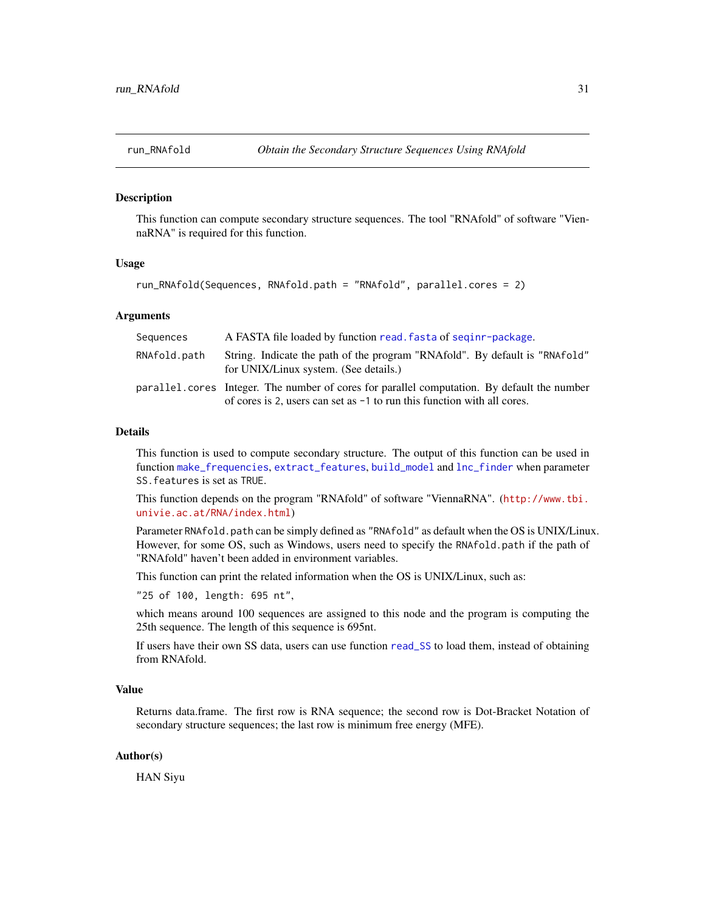# run_RNAfold — *Obtain the Secondary Structure Sequences Using RNAfold*

## Description

This function can compute secondary structure sequences. The tool "RNAfold" of software "ViennaRNA" is required for this function.

## Usage

```
run_RNAfold(Sequences, RNAfold.path = "RNAfold", parallel.cores = 2)
```

## Arguments

| Argument | Description |
| --- | --- |
| `Sequences` | A FASTA file loaded by function `read.fasta` of `seqinr-package`. |
| `RNAfold.path` | String. Indicate the path of the program "RNAfold". By default is `"RNAfold"` for UNIX/Linux system. (See details.) |
| `parallel.cores` | Integer. The number of cores for parallel computation. By default the number of cores is `2`, users can set as `-1` to run this function with all cores. |

## Details

This function is used to compute secondary structure. The output of this function can be used in function `make_frequencies`, `extract_features`, `build_model` and `lnc_finder` when parameter `SS.features` is set as `TRUE`.

This function depends on the program "RNAfold" of software "ViennaRNA". (http://www.tbi.univie.ac.at/RNA/index.html)

Parameter `RNAfold.path` can be simply defined as `"RNAfold"` as default when the OS is UNIX/Linux. However, for some OS, such as Windows, users need to specify the `RNAfold.path` if the path of "RNAfold" haven't been added in environment variables.

This function can print the related information when the OS is UNIX/Linux, such as:

`"25 of 100, length: 695 nt"`,

which means around 100 sequences are assigned to this node and the program is computing the 25th sequence. The length of this sequence is 695nt.

If users have their own SS data, users can use function `read_SS` to load them, instead of obtaining from RNAfold.

## Value

Returns data.frame. The first row is RNA sequence; the second row is Dot-Bracket Notation of secondary structure sequences; the last row is minimum free energy (MFE).

## Author(s)

HAN Siyu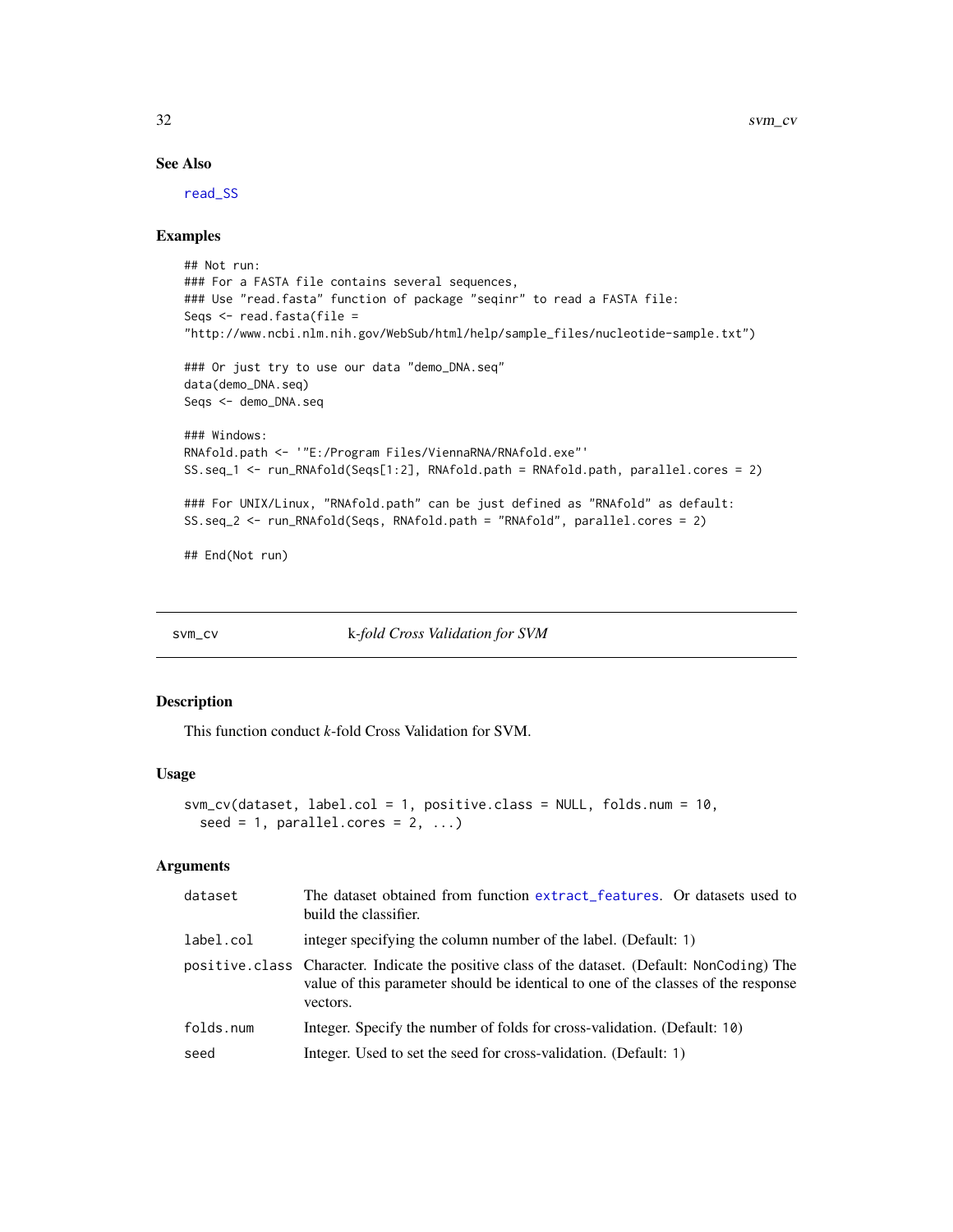## See Also

read_SS

## Examples

```
## Not run:
### For a FASTA file contains several sequences,
### Use "read.fasta" function of package "seqinr" to read a FASTA file:
Seqs <- read.fasta(file =
"http://www.ncbi.nlm.nih.gov/WebSub/html/help/sample_files/nucleotide-sample.txt")

### Or just try to use our data "demo_DNA.seq"
data(demo_DNA.seq)
Seqs <- demo_DNA.seq

### Windows:
RNAfold.path <- '"E:/Program Files/ViennaRNA/RNAfold.exe"'
SS.seq_1 <- run_RNAfold(Seqs[1:2], RNAfold.path = RNAfold.path, parallel.cores = 2)

### For UNIX/Linux, "RNAfold.path" can be just defined as "RNAfold" as default:
SS.seq_2 <- run_RNAfold(Seqs, RNAfold.path = "RNAfold", parallel.cores = 2)

## End(Not run)
```

---

# svm_cv — *k-fold Cross Validation for SVM*

## Description

This function conduct *k*-fold Cross Validation for SVM.

## Usage

```
svm_cv(dataset, label.col = 1, positive.class = NULL, folds.num = 10,
  seed = 1, parallel.cores = 2, ...)
```

## Arguments

| | |
|---|---|
| dataset | The dataset obtained from function extract_features. Or datasets used to build the classifier. |
| label.col | integer specifying the column number of the label. (Default: 1) |
| positive.class | Character. Indicate the positive class of the dataset. (Default: NonCoding) The value of this parameter should be identical to one of the classes of the response vectors. |
| folds.num | Integer. Specify the number of folds for cross-validation. (Default: 10) |
| seed | Integer. Used to set the seed for cross-validation. (Default: 1) |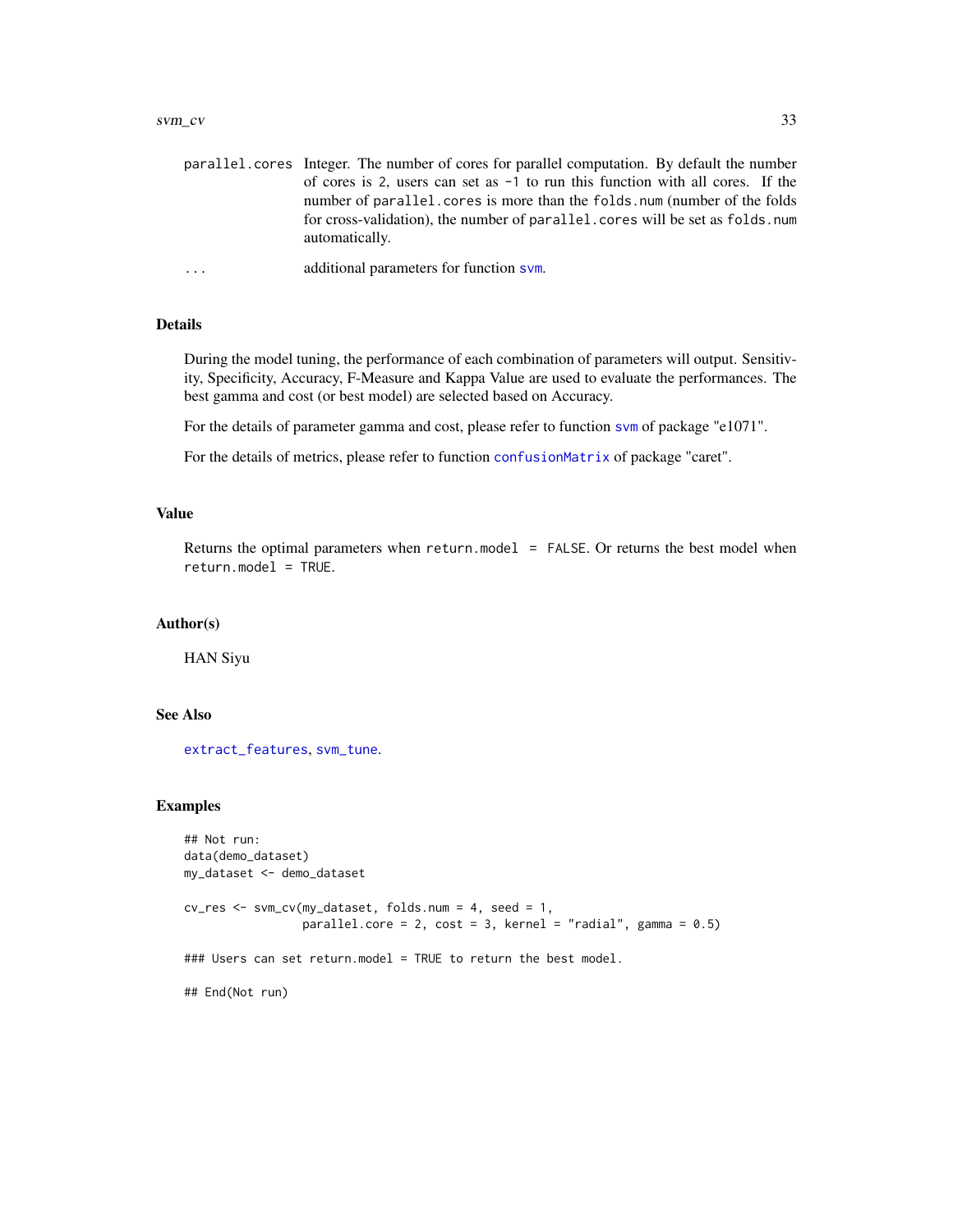| | |
|---|---|
| `parallel.cores` | Integer. The number of cores for parallel computation. By default the number of cores is 2, users can set as `-1` to run this function with all cores. If the number of `parallel.cores` is more than the `folds.num` (number of the folds for cross-validation), the number of `parallel.cores` will be set as `folds.num` automatically. |
| `...` | additional parameters for function `svm`. |

## Details

During the model tuning, the performance of each combination of parameters will output. Sensitivity, Specificity, Accuracy, F-Measure and Kappa Value are used to evaluate the performances. The best gamma and cost (or best model) are selected based on Accuracy.

For the details of parameter gamma and cost, please refer to function `svm` of package "e1071".

For the details of metrics, please refer to function `confusionMatrix` of package "caret".

## Value

Returns the optimal parameters when `return.model = FALSE`. Or returns the best model when `return.model = TRUE`.

## Author(s)

HAN Siyu

## See Also

`extract_features`, `svm_tune`.

## Examples

```
## Not run:
data(demo_dataset)
my_dataset <- demo_dataset

cv_res <- svm_cv(my_dataset, folds.num = 4, seed = 1,
                 parallel.core = 2, cost = 3, kernel = "radial", gamma = 0.5)

### Users can set return.model = TRUE to return the best model.

## End(Not run)
```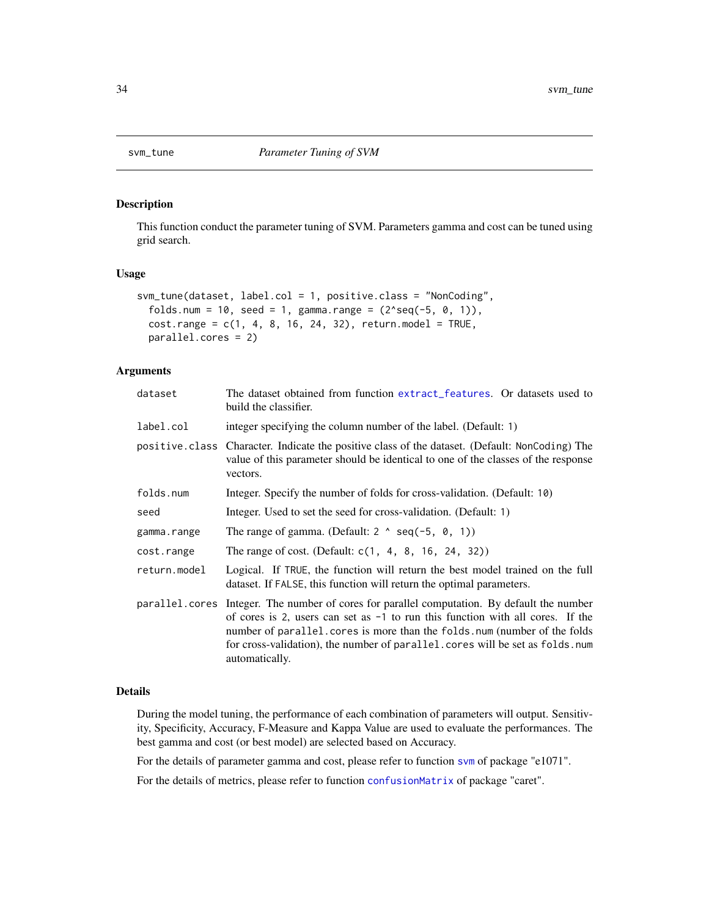## svm_tune *Parameter Tuning of SVM*

### Description

This function conduct the parameter tuning of SVM. Parameters gamma and cost can be tuned using grid search.

### Usage

```
svm_tune(dataset, label.col = 1, positive.class = "NonCoding",
  folds.num = 10, seed = 1, gamma.range = (2^seq(-5, 0, 1)),
  cost.range = c(1, 4, 8, 16, 24, 32), return.model = TRUE,
  parallel.cores = 2)
```

### Arguments

| | |
|---|---|
| `dataset` | The dataset obtained from function `extract_features`. Or datasets used to build the classifier. |
| `label.col` | integer specifying the column number of the label. (Default: `1`) |
| `positive.class` | Character. Indicate the positive class of the dataset. (Default: `NonCoding`) The value of this parameter should be identical to one of the classes of the response vectors. |
| `folds.num` | Integer. Specify the number of folds for cross-validation. (Default: `10`) |
| `seed` | Integer. Used to set the seed for cross-validation. (Default: `1`) |
| `gamma.range` | The range of gamma. (Default: `2 ^ seq(-5, 0, 1)`) |
| `cost.range` | The range of cost. (Default: `c(1, 4, 8, 16, 24, 32)`) |
| `return.model` | Logical. If `TRUE`, the function will return the best model trained on the full dataset. If `FALSE`, this function will return the optimal parameters. |
| `parallel.cores` | Integer. The number of cores for parallel computation. By default the number of cores is `2`, users can set as `-1` to run this function with all cores. If the number of `parallel.cores` is more than the `folds.num` (number of the folds for cross-validation), the number of `parallel.cores` will be set as `folds.num` automatically. |

### Details

During the model tuning, the performance of each combination of parameters will output. Sensitivity, Specificity, Accuracy, F-Measure and Kappa Value are used to evaluate the performances. The best gamma and cost (or best model) are selected based on Accuracy.

For the details of parameter gamma and cost, please refer to function `svm` of package "e1071".

For the details of metrics, please refer to function `confusionMatrix` of package "caret".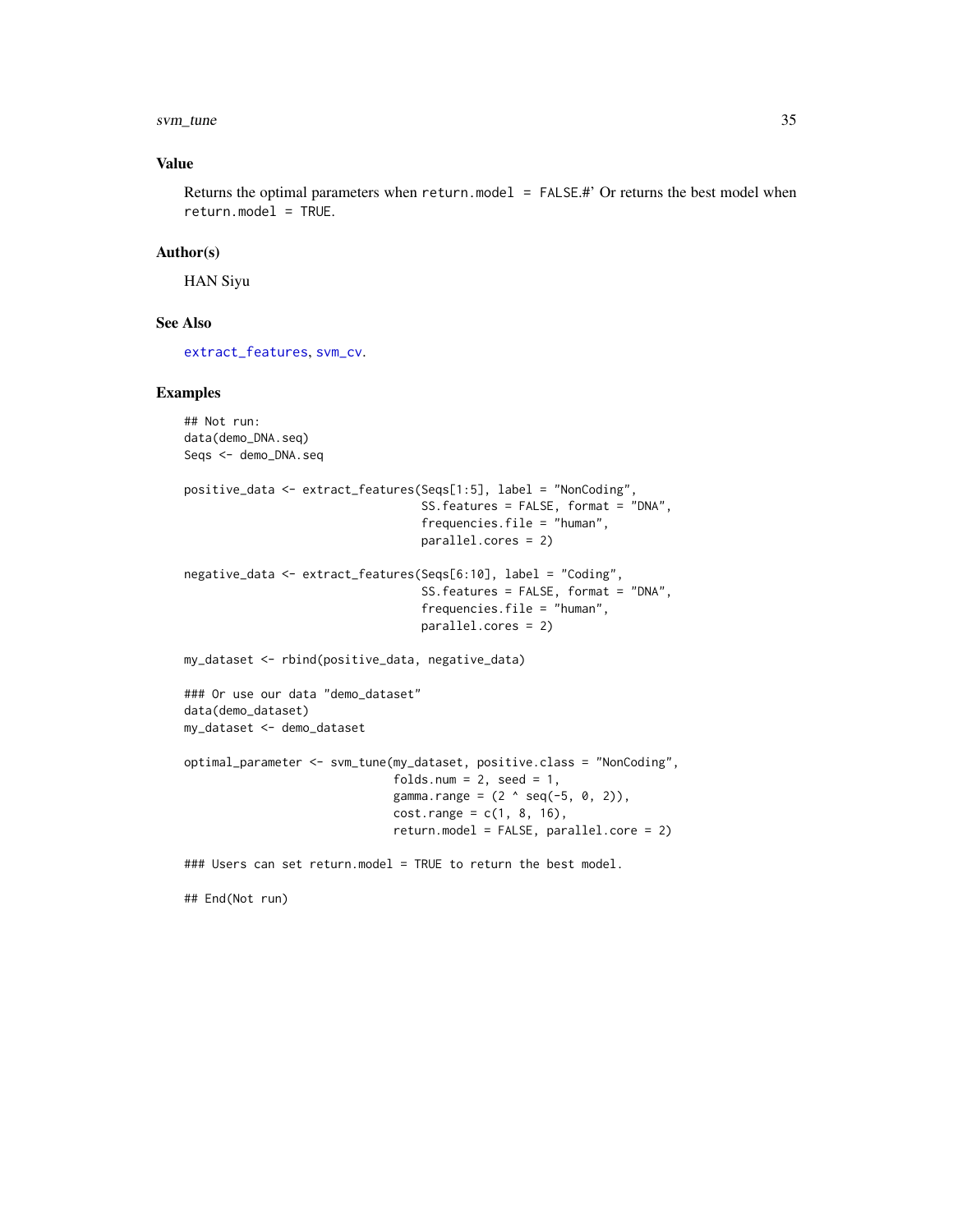## Value

Returns the optimal parameters when `return.model = FALSE`.#' Or returns the best model when `return.model = TRUE`.

## Author(s)

HAN Siyu

## See Also

`extract_features`, `svm_cv`.

## Examples

```
## Not run:
data(demo_DNA.seq)
Seqs <- demo_DNA.seq

positive_data <- extract_features(Seqs[1:5], label = "NonCoding",
                                  SS.features = FALSE, format = "DNA",
                                  frequencies.file = "human",
                                  parallel.cores = 2)

negative_data <- extract_features(Seqs[6:10], label = "Coding",
                                  SS.features = FALSE, format = "DNA",
                                  frequencies.file = "human",
                                  parallel.cores = 2)

my_dataset <- rbind(positive_data, negative_data)

### Or use our data "demo_dataset"
data(demo_dataset)
my_dataset <- demo_dataset

optimal_parameter <- svm_tune(my_dataset, positive.class = "NonCoding",
                              folds.num = 2, seed = 1,
                              gamma.range = (2 ^ seq(-5, 0, 2)),
                              cost.range = c(1, 8, 16),
                              return.model = FALSE, parallel.core = 2)

### Users can set return.model = TRUE to return the best model.

## End(Not run)
```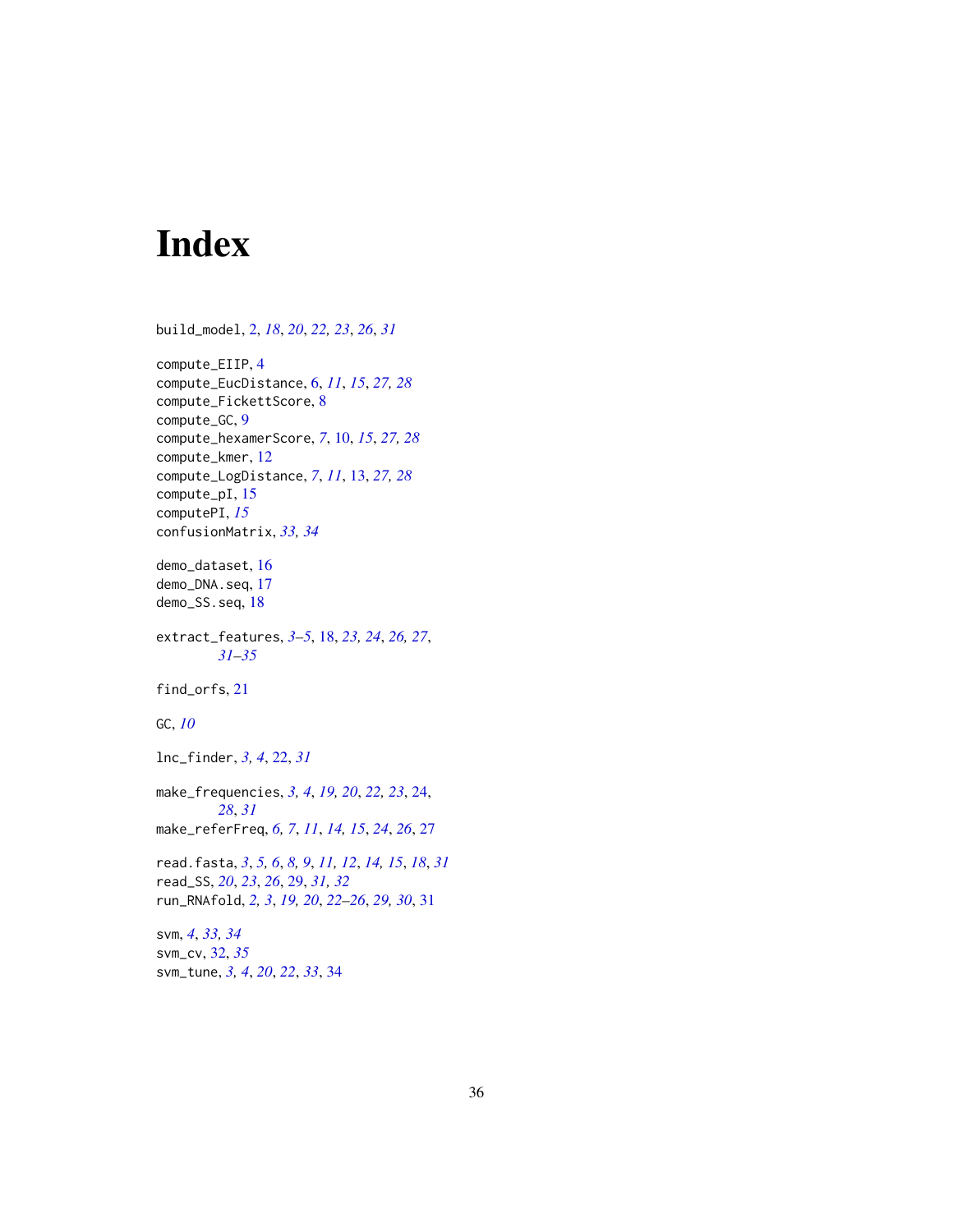# Index

build_model, 2, *18*, *20*, *22, 23*, *26*, *31*

compute_EIIP, 4
compute_EucDistance, 6, *11*, *15*, *27, 28*
compute_FickettScore, 8
compute_GC, 9
compute_hexamerScore, *7*, 10, *15*, *27, 28*
compute_kmer, 12
compute_LogDistance, *7*, *11*, 13, *27, 28*
compute_pI, 15
computePI, *15*
confusionMatrix, *33, 34*

demo_dataset, 16
demo_DNA.seq, 17
demo_SS.seq, 18

extract_features, *3–5*, 18, *23, 24*, *26, 27*, *31–35*

find_orfs, 21

GC, *10*

lnc_finder, *3, 4*, 22, *31*

make_frequencies, *3, 4*, *19, 20*, *22, 23*, 24, *28*, *31*
make_referFreq, *6, 7*, *11*, *14, 15*, *24*, *26*, 27

read.fasta, *3*, *5, 6*, *8, 9*, *11, 12*, *14, 15*, *18*, *31*
read_SS, *20*, *23*, *26*, 29, *31, 32*
run_RNAfold, *2, 3*, *19, 20*, *22–26*, *29, 30*, 31

svm, *4*, *33, 34*
svm_cv, 32, *35*
svm_tune, *3, 4*, *20*, *22*, *33*, 34